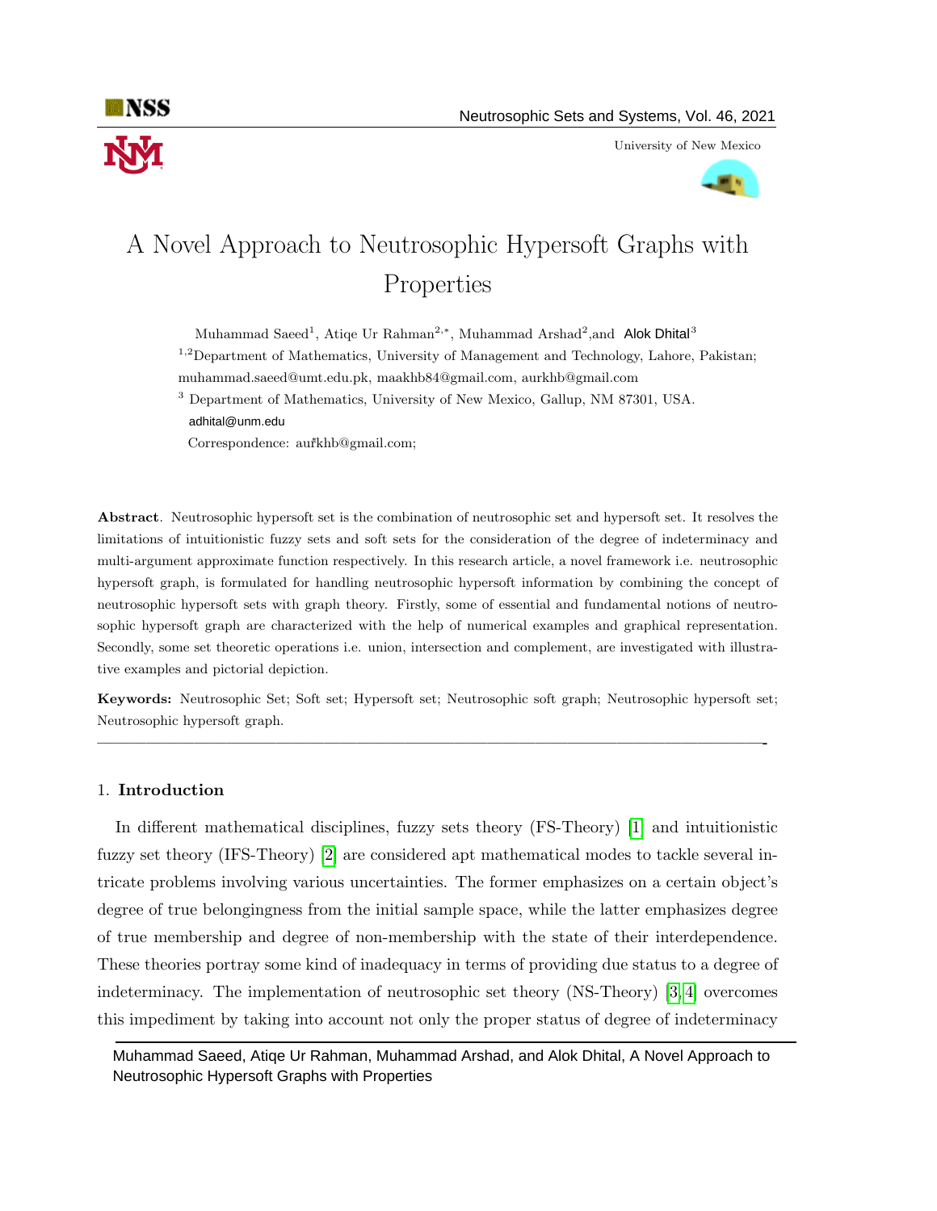# A Novel Approach to Neutrosophic Hypersoft Graphs with Properties

Muhammad Saeed[1], Atiqe Ur Rahman[2,*], Muhammad Arshad[2], and Alok Dhital[3]

[1,2]Department of Mathematics, University of Management and Technology, Lahore, Pakistan; muhammad.saeed@umt.edu.pk, maakhb84@gmail.com, aurkhb@gmail.com

[3] Department of Mathematics, University of New Mexico, Gallup, NM 87301, USA. adhital@unm.edu

Correspondence: aurkhb@gmail.com;

**Abstract**. Neutrosophic hypersoft set is the combination of neutrosophic set and hypersoft set. It resolves the limitations of intuitionistic fuzzy sets and soft sets for the consideration of the degree of indeterminacy and multi-argument approximate function respectively. In this research article, a novel framework i.e. neutrosophic hypersoft graph, is formulated for handling neutrosophic hypersoft information by combining the concept of neutrosophic hypersoft sets with graph theory. Firstly, some of essential and fundamental notions of neutrosophic hypersoft graph are characterized with the help of numerical examples and graphical representation. Secondly, some set theoretic operations i.e. union, intersection and complement, are investigated with illustrative examples and pictorial depiction.

**Keywords:** Neutrosophic Set; Soft set; Hypersoft set; Neutrosophic soft graph; Neutrosophic hypersoft set; Neutrosophic hypersoft graph.

---

## 1. Introduction

In different mathematical disciplines, fuzzy sets theory (FS-Theory) [1] and intuitionistic fuzzy set theory (IFS-Theory) [2] are considered apt mathematical modes to tackle several intricate problems involving various uncertainties. The former emphasizes on a certain object's degree of true belongingness from the initial sample space, while the latter emphasizes degree of true membership and degree of non-membership with the state of their interdependence. These theories portray some kind of inadequacy in terms of providing due status to a degree of indeterminacy. The implementation of neutrosophic set theory (NS-Theory) [3,4] overcomes this impediment by taking into account not only the proper status of degree of indeterminacy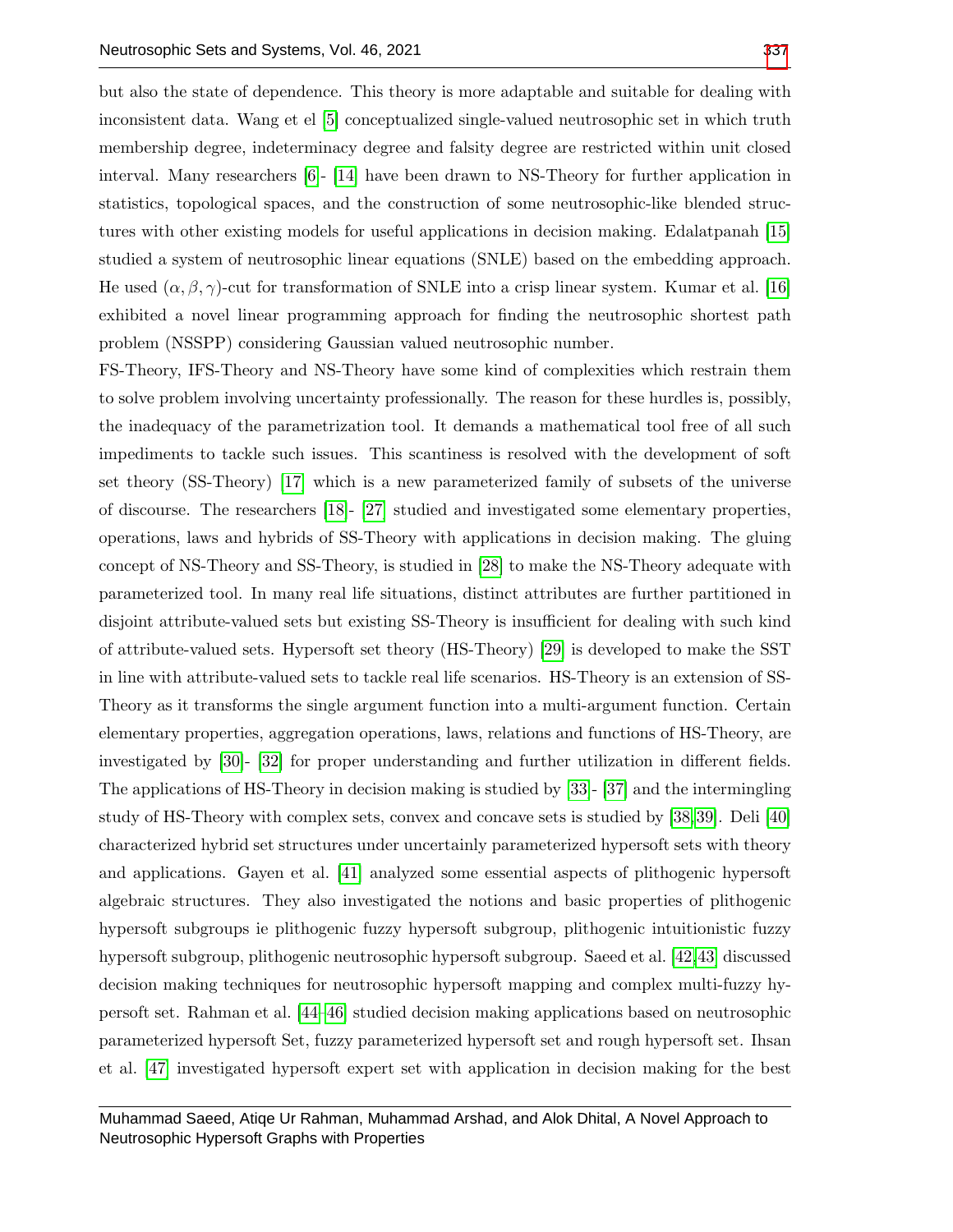but also the state of dependence. This theory is more adaptable and suitable for dealing with inconsistent data. Wang et el [5] conceptualized single-valued neutrosophic set in which truth membership degree, indeterminacy degree and falsity degree are restricted within unit closed interval. Many researchers [6]- [14] have been drawn to NS-Theory for further application in statistics, topological spaces, and the construction of some neutrosophic-like blended structures with other existing models for useful applications in decision making. Edalatpanah [15] studied a system of neutrosophic linear equations (SNLE) based on the embedding approach. He used $(\alpha, \beta, \gamma)$-cut for transformation of SNLE into a crisp linear system. Kumar et al. [16] exhibited a novel linear programming approach for finding the neutrosophic shortest path problem (NSSPP) considering Gaussian valued neutrosophic number.

FS-Theory, IFS-Theory and NS-Theory have some kind of complexities which restrain them to solve problem involving uncertainty professionally. The reason for these hurdles is, possibly, the inadequacy of the parametrization tool. It demands a mathematical tool free of all such impediments to tackle such issues. This scantiness is resolved with the development of soft set theory (SS-Theory) [17] which is a new parameterized family of subsets of the universe of discourse. The researchers [18]- [27] studied and investigated some elementary properties, operations, laws and hybrids of SS-Theory with applications in decision making. The gluing concept of NS-Theory and SS-Theory, is studied in [28] to make the NS-Theory adequate with parameterized tool. In many real life situations, distinct attributes are further partitioned in disjoint attribute-valued sets but existing SS-Theory is insufficient for dealing with such kind of attribute-valued sets. Hypersoft set theory (HS-Theory) [29] is developed to make the SST in line with attribute-valued sets to tackle real life scenarios. HS-Theory is an extension of SS-Theory as it transforms the single argument function into a multi-argument function. Certain elementary properties, aggregation operations, laws, relations and functions of HS-Theory, are investigated by [30]- [32] for proper understanding and further utilization in different fields. The applications of HS-Theory in decision making is studied by [33]- [37] and the intermingling study of HS-Theory with complex sets, convex and concave sets is studied by [38, 39]. Deli [40] characterized hybrid set structures under uncertainly parameterized hypersoft sets with theory and applications. Gayen et al. [41] analyzed some essential aspects of plithogenic hypersoft algebraic structures. They also investigated the notions and basic properties of plithogenic hypersoft subgroups ie plithogenic fuzzy hypersoft subgroup, plithogenic intuitionistic fuzzy hypersoft subgroup, plithogenic neutrosophic hypersoft subgroup. Saeed et al. [42, 43] discussed decision making techniques for neutrosophic hypersoft mapping and complex multi-fuzzy hypersoft set. Rahman et al. [44–46] studied decision making applications based on neutrosophic parameterized hypersoft Set, fuzzy parameterized hypersoft set and rough hypersoft set. Ihsan et al. [47] investigated hypersoft expert set with application in decision making for the best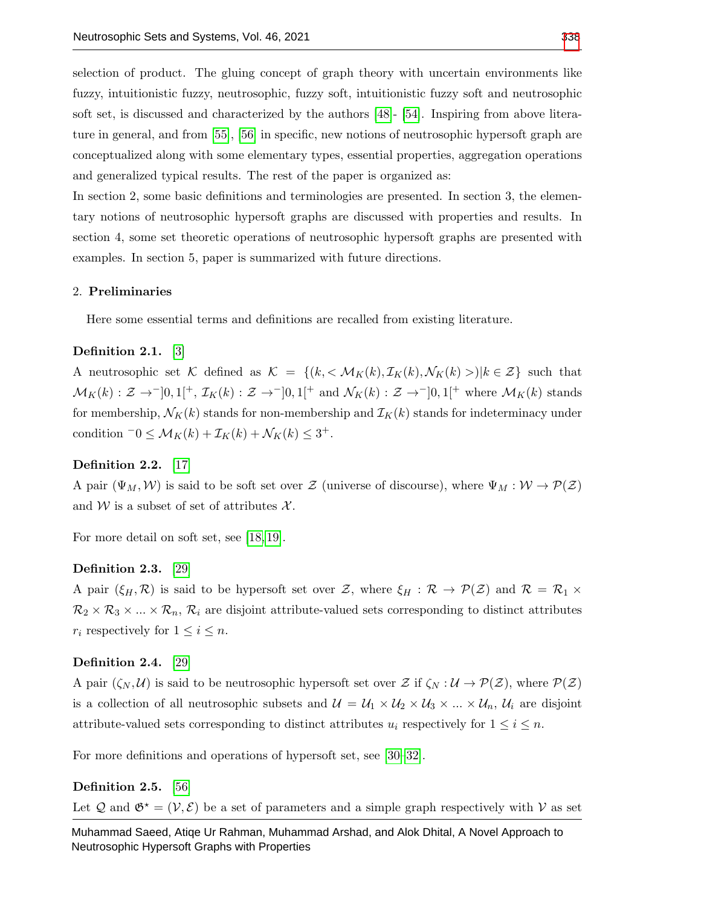selection of product. The gluing concept of graph theory with uncertain environments like fuzzy, intuitionistic fuzzy, neutrosophic, fuzzy soft, intuitionistic fuzzy soft and neutrosophic soft set, is discussed and characterized by the authors [48]- [54]. Inspiring from above literature in general, and from [55], [56] in specific, new notions of neutrosophic hypersoft graph are conceptualized along with some elementary types, essential properties, aggregation operations and generalized typical results. The rest of the paper is organized as:

In section 2, some basic definitions and terminologies are presented. In section 3, the elementary notions of neutrosophic hypersoft graphs are discussed with properties and results. In section 4, some set theoretic operations of neutrosophic hypersoft graphs are presented with examples. In section 5, paper is summarized with future directions.

## 2. Preliminaries

Here some essential terms and definitions are recalled from existing literature.

**Definition 2.1.** [3]
A neutrosophic set $\mathcal{K}$ defined as $\mathcal{K} = \{(k, <\mathcal{M}_K(k), \mathcal{I}_K(k), \mathcal{N}_K(k)>)|k \in \mathcal{Z}\}$ such that $\mathcal{M}_K(k) : \mathcal{Z} \to ^{-}]0,1[^{+}$, $\mathcal{I}_K(k) : \mathcal{Z} \to ^{-}]0,1[^{+}$ and $\mathcal{N}_K(k) : \mathcal{Z} \to ^{-}]0,1[^{+}$ where $\mathcal{M}_K(k)$ stands for membership, $\mathcal{N}_K(k)$ stands for non-membership and $\mathcal{I}_K(k)$ stands for indeterminacy under condition $^{-}0 \leq \mathcal{M}_K(k) + \mathcal{I}_K(k) + \mathcal{N}_K(k) \leq 3^{+}$.

**Definition 2.2.** [17]
A pair $(\Psi_M, \mathcal{W})$ is said to be soft set over $\mathcal{Z}$ (universe of discourse), where $\Psi_M : \mathcal{W} \to \mathcal{P}(\mathcal{Z})$ and $\mathcal{W}$ is a subset of set of attributes $\mathcal{X}$.

For more detail on soft set, see [18,19].

**Definition 2.3.** [29]
A pair $(\xi_H, \mathcal{R})$ is said to be hypersoft set over $\mathcal{Z}$, where $\xi_H : \mathcal{R} \to \mathcal{P}(\mathcal{Z})$ and $\mathcal{R} = \mathcal{R}_1 \times \mathcal{R}_2 \times \mathcal{R}_3 \times ... \times \mathcal{R}_n$, $\mathcal{R}_i$ are disjoint attribute-valued sets corresponding to distinct attributes $r_i$ respectively for $1 \leq i \leq n$.

**Definition 2.4.** [29]
A pair $(\zeta_N, \mathcal{U})$ is said to be neutrosophic hypersoft set over $\mathcal{Z}$ if $\zeta_N : \mathcal{U} \to \mathcal{P}(\mathcal{Z})$, where $\mathcal{P}(\mathcal{Z})$ is a collection of all neutrosophic subsets and $\mathcal{U} = \mathcal{U}_1 \times \mathcal{U}_2 \times \mathcal{U}_3 \times ... \times \mathcal{U}_n$, $\mathcal{U}_i$ are disjoint attribute-valued sets corresponding to distinct attributes $u_i$ respectively for $1 \leq i \leq n$.

For more definitions and operations of hypersoft set, see [30–32].

**Definition 2.5.** [56]
Let $\mathcal{Q}$ and $\mathfrak{G}^{\star} = (\mathcal{V}, \mathcal{E})$ be a set of parameters and a simple graph respectively with $\mathcal{V}$ as set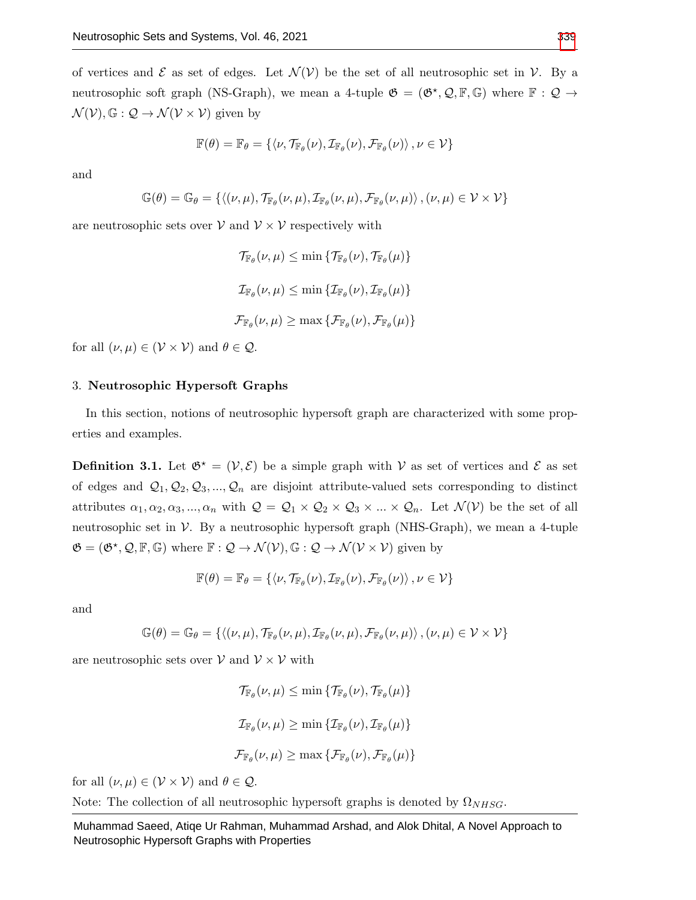of vertices and $\mathcal{E}$ as set of edges. Let $\mathcal{N}(\mathcal{V})$ be the set of all neutrosophic set in $\mathcal{V}$. By a neutrosophic soft graph (NS-Graph), we mean a 4-tuple $\mathfrak{G} = (\mathfrak{G}^\star, \mathcal{Q}, \mathbb{F}, \mathbb{G})$ where $\mathbb{F} : \mathcal{Q} \to \mathcal{N}(\mathcal{V}), \mathbb{G} : \mathcal{Q} \to \mathcal{N}(\mathcal{V} \times \mathcal{V})$ given by

$$\mathbb{F}(\theta) = \mathbb{F}_\theta = \{\langle \nu, \mathcal{T}_{\mathbb{F}_\theta}(\nu), \mathcal{I}_{\mathbb{F}_\theta}(\nu), \mathcal{F}_{\mathbb{F}_\theta}(\nu)\rangle, \nu \in \mathcal{V}\}$$

and

$$\mathbb{G}(\theta) = \mathbb{G}_\theta = \{\langle (\nu,\mu), \mathcal{T}_{\mathbb{F}_\theta}(\nu,\mu), \mathcal{I}_{\mathbb{F}_\theta}(\nu,\mu), \mathcal{F}_{\mathbb{F}_\theta}(\nu,\mu)\rangle, (\nu,\mu) \in \mathcal{V} \times \mathcal{V}\}$$

are neutrosophic sets over $\mathcal{V}$ and $\mathcal{V} \times \mathcal{V}$ respectively with

$$\mathcal{T}_{\mathbb{F}_\theta}(\nu,\mu) \leq \min\{\mathcal{T}_{\mathbb{F}_\theta}(\nu), \mathcal{T}_{\mathbb{F}_\theta}(\mu)\}$$

$$\mathcal{I}_{\mathbb{F}_\theta}(\nu,\mu) \leq \min\{\mathcal{I}_{\mathbb{F}_\theta}(\nu), \mathcal{I}_{\mathbb{F}_\theta}(\mu)\}$$

$$\mathcal{F}_{\mathbb{F}_\theta}(\nu,\mu) \geq \max\{\mathcal{F}_{\mathbb{F}_\theta}(\nu), \mathcal{F}_{\mathbb{F}_\theta}(\mu)\}$$

for all $(\nu,\mu) \in (\mathcal{V} \times \mathcal{V})$ and $\theta \in \mathcal{Q}$.

## 3. Neutrosophic Hypersoft Graphs

In this section, notions of neutrosophic hypersoft graph are characterized with some properties and examples.

**Definition 3.1.** Let $\mathfrak{G}^\star = (\mathcal{V}, \mathcal{E})$ be a simple graph with $\mathcal{V}$ as set of vertices and $\mathcal{E}$ as set of edges and $\mathcal{Q}_1, \mathcal{Q}_2, \mathcal{Q}_3, ..., \mathcal{Q}_n$ are disjoint attribute-valued sets corresponding to distinct attributes $\alpha_1, \alpha_2, \alpha_3, ..., \alpha_n$ with $\mathcal{Q} = \mathcal{Q}_1 \times \mathcal{Q}_2 \times \mathcal{Q}_3 \times ... \times \mathcal{Q}_n$. Let $\mathcal{N}(\mathcal{V})$ be the set of all neutrosophic set in $\mathcal{V}$. By a neutrosophic hypersoft graph (NHS-Graph), we mean a 4-tuple $\mathfrak{G} = (\mathfrak{G}^\star, \mathcal{Q}, \mathbb{F}, \mathbb{G})$ where $\mathbb{F} : \mathcal{Q} \to \mathcal{N}(\mathcal{V}), \mathbb{G} : \mathcal{Q} \to \mathcal{N}(\mathcal{V} \times \mathcal{V})$ given by

$$\mathbb{F}(\theta) = \mathbb{F}_\theta = \{\langle \nu, \mathcal{T}_{\mathbb{F}_\theta}(\nu), \mathcal{I}_{\mathbb{F}_\theta}(\nu), \mathcal{F}_{\mathbb{F}_\theta}(\nu)\rangle, \nu \in \mathcal{V}\}$$

and

$$\mathbb{G}(\theta) = \mathbb{G}_\theta = \{\langle (\nu,\mu), \mathcal{T}_{\mathbb{F}_\theta}(\nu,\mu), \mathcal{I}_{\mathbb{F}_\theta}(\nu,\mu), \mathcal{F}_{\mathbb{F}_\theta}(\nu,\mu)\rangle, (\nu,\mu) \in \mathcal{V} \times \mathcal{V}\}$$

are neutrosophic sets over $\mathcal{V}$ and $\mathcal{V} \times \mathcal{V}$ with

$$\mathcal{T}_{\mathbb{F}_\theta}(\nu,\mu) \leq \min\{\mathcal{T}_{\mathbb{F}_\theta}(\nu), \mathcal{T}_{\mathbb{F}_\theta}(\mu)\}$$

$$\mathcal{I}_{\mathbb{F}_\theta}(\nu,\mu) \geq \min\{\mathcal{I}_{\mathbb{F}_\theta}(\nu), \mathcal{I}_{\mathbb{F}_\theta}(\mu)\}$$

$$\mathcal{F}_{\mathbb{F}_\theta}(\nu,\mu) \geq \max\{\mathcal{F}_{\mathbb{F}_\theta}(\nu), \mathcal{F}_{\mathbb{F}_\theta}(\mu)\}$$

for all $(\nu,\mu) \in (\mathcal{V} \times \mathcal{V})$ and $\theta \in \mathcal{Q}$.

Note: The collection of all neutrosophic hypersoft graphs is denoted by $\Omega_{NHSG}$.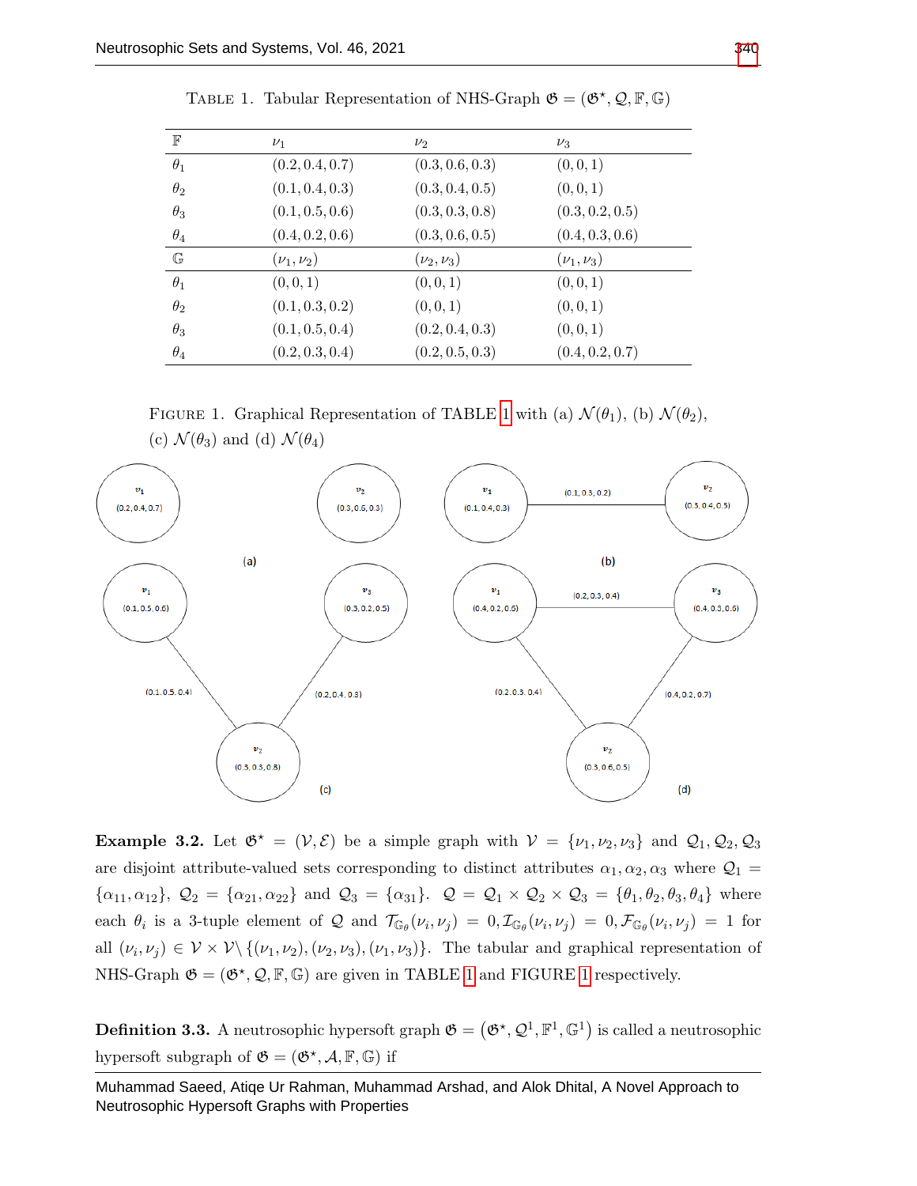TABLE 1. Tabular Representation of NHS-Graph $\mathfrak{G} = (\mathfrak{G}^\star, \mathcal{Q}, \mathbb{F}, \mathbb{G})$

| $\mathbb{F}$ | $\nu_1$ | $\nu_2$ | $\nu_3$ |
|---|---|---|---|
| $\theta_1$ | $(0.2, 0.4, 0.7)$ | $(0.3, 0.6, 0.3)$ | $(0, 0, 1)$ |
| $\theta_2$ | $(0.1, 0.4, 0.3)$ | $(0.3, 0.4, 0.5)$ | $(0, 0, 1)$ |
| $\theta_3$ | $(0.1, 0.5, 0.6)$ | $(0.3, 0.3, 0.8)$ | $(0.3, 0.2, 0.5)$ |
| $\theta_4$ | $(0.4, 0.2, 0.6)$ | $(0.3, 0.6, 0.5)$ | $(0.4, 0.3, 0.6)$ |
| $\mathbb{G}$ | $(\nu_1, \nu_2)$ | $(\nu_2, \nu_3)$ | $(\nu_1, \nu_3)$ |
| $\theta_1$ | $(0, 0, 1)$ | $(0, 0, 1)$ | $(0, 0, 1)$ |
| $\theta_2$ | $(0.1, 0.3, 0.2)$ | $(0, 0, 1)$ | $(0, 0, 1)$ |
| $\theta_3$ | $(0.1, 0.5, 0.4)$ | $(0.2, 0.4, 0.3)$ | $(0, 0, 1)$ |
| $\theta_4$ | $(0.2, 0.3, 0.4)$ | $(0.2, 0.5, 0.3)$ | $(0.4, 0.2, 0.7)$ |

FIGURE 1. Graphical Representation of TABLE 1 with (a) $\mathcal{N}(\theta_1)$, (b) $\mathcal{N}(\theta_2)$, (c) $\mathcal{N}(\theta_3)$ and (d) $\mathcal{N}(\theta_4)$

**Example 3.2.** Let $\mathfrak{G}^\star = (\mathcal{V}, \mathcal{E})$ be a simple graph with $\mathcal{V} = \{\nu_1, \nu_2, \nu_3\}$ and $\mathcal{Q}_1, \mathcal{Q}_2, \mathcal{Q}_3$ are disjoint attribute-valued sets corresponding to distinct attributes $\alpha_1, \alpha_2, \alpha_3$ where $\mathcal{Q}_1 = \{\alpha_{11}, \alpha_{12}\}$, $\mathcal{Q}_2 = \{\alpha_{21}, \alpha_{22}\}$ and $\mathcal{Q}_3 = \{\alpha_{31}\}$. $\mathcal{Q} = \mathcal{Q}_1 \times \mathcal{Q}_2 \times \mathcal{Q}_3 = \{\theta_1, \theta_2, \theta_3, \theta_4\}$ where each $\theta_i$ is a 3-tuple element of $\mathcal{Q}$ and $\mathcal{T}_{\mathbb{G}_\theta}(\nu_i, \nu_j) = 0, \mathcal{I}_{\mathbb{G}_\theta}(\nu_i, \nu_j) = 0, \mathcal{F}_{\mathbb{G}_\theta}(\nu_i, \nu_j) = 1$ for all $(\nu_i, \nu_j) \in \mathcal{V} \times \mathcal{V} \setminus \{(\nu_1, \nu_2), (\nu_2, \nu_3), (\nu_1, \nu_3)\}$. The tabular and graphical representation of NHS-Graph $\mathfrak{G} = (\mathfrak{G}^\star, \mathcal{Q}, \mathbb{F}, \mathbb{G})$ are given in TABLE 1 and FIGURE 1 respectively.

**Definition 3.3.** A neutrosophic hypersoft graph $\mathfrak{G} = \left(\mathfrak{G}^\star, \mathcal{Q}^1, \mathbb{F}^1, \mathbb{G}^1\right)$ is called a neutrosophic hypersoft subgraph of $\mathfrak{G} = (\mathfrak{G}^\star, \mathcal{A}, \mathbb{F}, \mathbb{G})$ if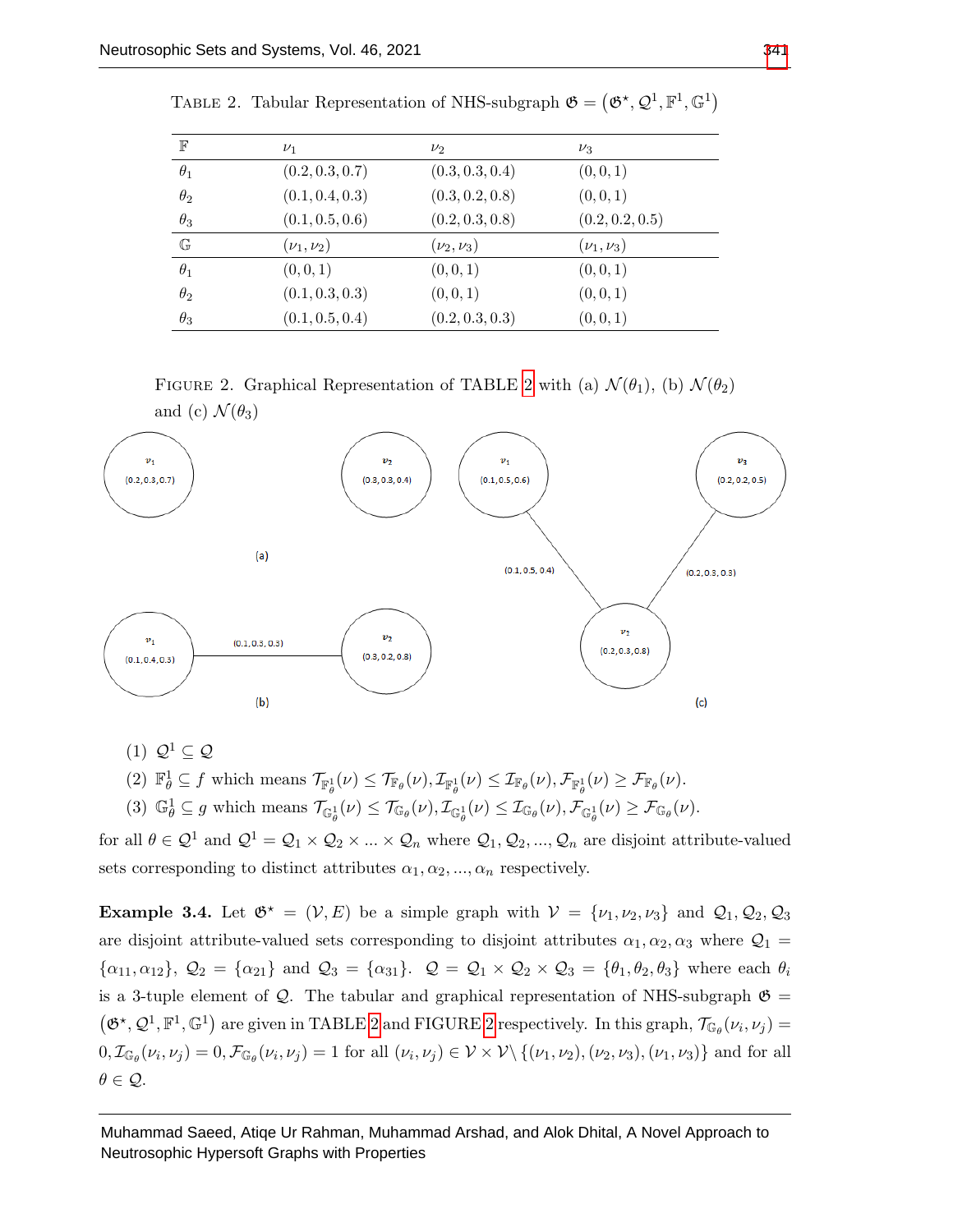TABLE 2. Tabular Representation of NHS-subgraph $\mathfrak{G} = \left(\mathfrak{G}^{\star}, \mathcal{Q}^1, \mathbb{F}^1, \mathbb{G}^1\right)$

| $\mathbb{F}$ | $\nu_1$ | $\nu_2$ | $\nu_3$ |
|---|---|---|---|
| $\theta_1$ | $(0.2, 0.3, 0.7)$ | $(0.3, 0.3, 0.4)$ | $(0, 0, 1)$ |
| $\theta_2$ | $(0.1, 0.4, 0.3)$ | $(0.3, 0.2, 0.8)$ | $(0, 0, 1)$ |
| $\theta_3$ | $(0.1, 0.5, 0.6)$ | $(0.2, 0.3, 0.8)$ | $(0.2, 0.2, 0.5)$ |
| $\mathbb{G}$ | $(\nu_1, \nu_2)$ | $(\nu_2, \nu_3)$ | $(\nu_1, \nu_3)$ |
| $\theta_1$ | $(0, 0, 1)$ | $(0, 0, 1)$ | $(0, 0, 1)$ |
| $\theta_2$ | $(0.1, 0.3, 0.3)$ | $(0, 0, 1)$ | $(0, 0, 1)$ |
| $\theta_3$ | $(0.1, 0.5, 0.4)$ | $(0.2, 0.3, 0.3)$ | $(0, 0, 1)$ |

FIGURE 2. Graphical Representation of TABLE 2 with (a) $\mathcal{N}(\theta_1)$, (b) $\mathcal{N}(\theta_2)$ and (c) $\mathcal{N}(\theta_3)$

(1) $\mathcal{Q}^1 \subseteq \mathcal{Q}$

(2) $\mathbb{F}^1_\theta \subseteq f$ which means $\mathcal{T}_{\mathbb{F}^1_\theta}(\nu) \leq \mathcal{T}_{\mathbb{F}_\theta}(\nu), \mathcal{I}_{\mathbb{F}^1_\theta}(\nu) \leq \mathcal{I}_{\mathbb{F}_\theta}(\nu), \mathcal{F}_{\mathbb{F}^1_\theta}(\nu) \geq \mathcal{F}_{\mathbb{F}_\theta}(\nu)$.

(3) $\mathbb{G}^1_\theta \subseteq g$ which means $\mathcal{T}_{\mathbb{G}^1_\theta}(\nu) \leq \mathcal{T}_{\mathbb{G}_\theta}(\nu), \mathcal{I}_{\mathbb{G}^1_\theta}(\nu) \leq \mathcal{I}_{\mathbb{G}_\theta}(\nu), \mathcal{F}_{\mathbb{G}^1_\theta}(\nu) \geq \mathcal{F}_{\mathbb{G}_\theta}(\nu)$.

for all $\theta \in \mathcal{Q}^1$ and $\mathcal{Q}^1 = \mathcal{Q}_1 \times \mathcal{Q}_2 \times ... \times \mathcal{Q}_n$ where $\mathcal{Q}_1, \mathcal{Q}_2, ..., \mathcal{Q}_n$ are disjoint attribute-valued sets corresponding to distinct attributes $\alpha_1, \alpha_2, ..., \alpha_n$ respectively.

**Example 3.4.** Let $\mathfrak{G}^{\star} = (\mathcal{V}, E)$ be a simple graph with $\mathcal{V} = \{\nu_1, \nu_2, \nu_3\}$ and $\mathcal{Q}_1, \mathcal{Q}_2, \mathcal{Q}_3$ are disjoint attribute-valued sets corresponding to disjoint attributes $\alpha_1, \alpha_2, \alpha_3$ where $\mathcal{Q}_1 = \{\alpha_{11}, \alpha_{12}\}$, $\mathcal{Q}_2 = \{\alpha_{21}\}$ and $\mathcal{Q}_3 = \{\alpha_{31}\}$. $\mathcal{Q} = \mathcal{Q}_1 \times \mathcal{Q}_2 \times \mathcal{Q}_3 = \{\theta_1, \theta_2, \theta_3\}$ where each $\theta_i$ is a 3-tuple element of $\mathcal{Q}$. The tabular and graphical representation of NHS-subgraph $\mathfrak{G} = \left(\mathfrak{G}^{\star}, \mathcal{Q}^1, \mathbb{F}^1, \mathbb{G}^1\right)$ are given in TABLE 2 and FIGURE 2 respectively. In this graph, $\mathcal{T}_{\mathbb{G}_\theta}(\nu_i, \nu_j) = 0, \mathcal{I}_{\mathbb{G}_\theta}(\nu_i, \nu_j) = 0, \mathcal{F}_{\mathbb{G}_\theta}(\nu_i, \nu_j) = 1$ for all $(\nu_i, \nu_j) \in \mathcal{V} \times \mathcal{V} \setminus \{(\nu_1, \nu_2), (\nu_2, \nu_3), (\nu_1, \nu_3)\}$ and for all $\theta \in \mathcal{Q}$.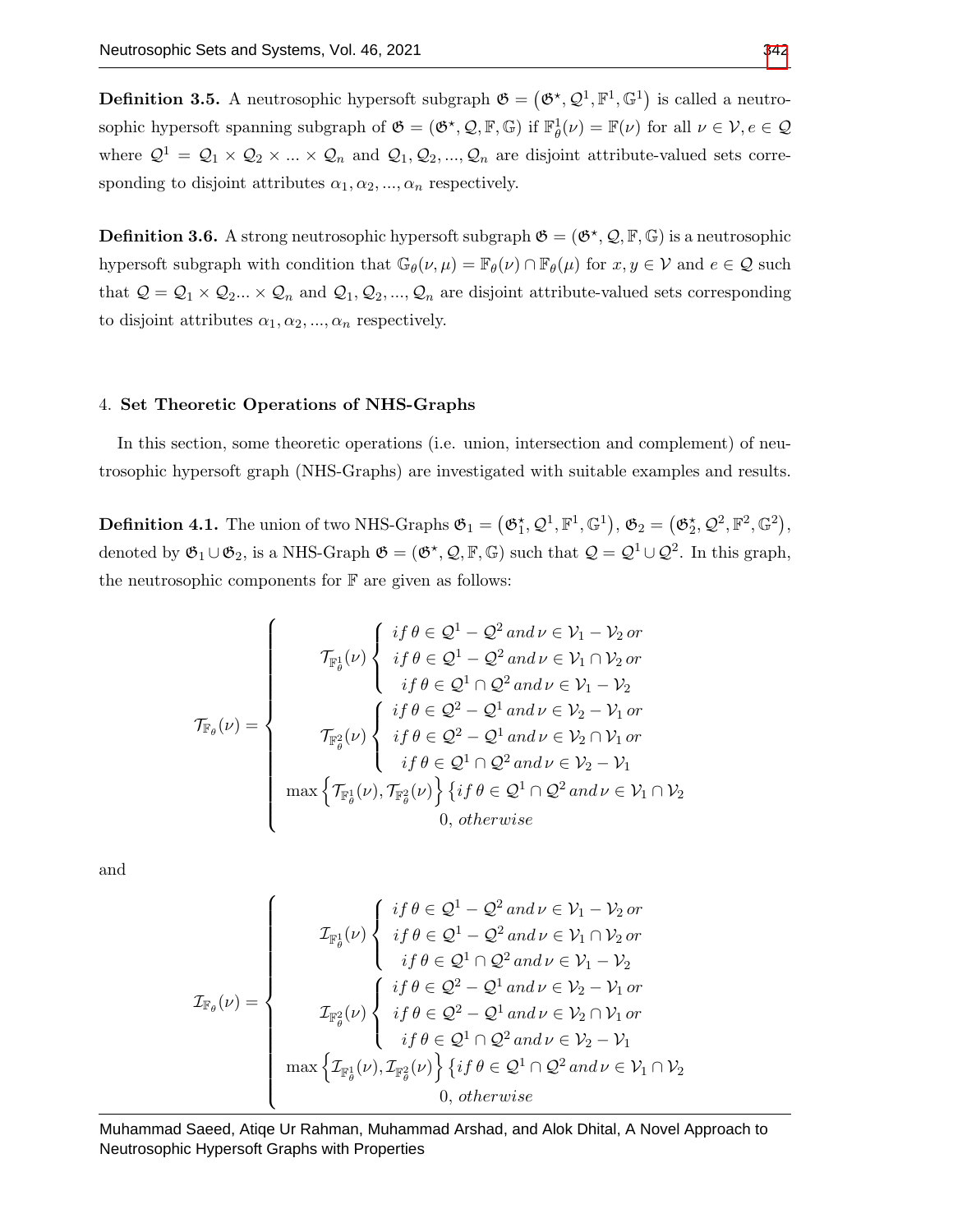**Definition 3.5.** A neutrosophic hypersoft subgraph $\mathfrak{G} = \left(\mathfrak{G}^{\star}, \mathcal{Q}^1, \mathbb{F}^1, \mathbb{G}^1\right)$ is called a neutrosophic hypersoft spanning subgraph of $\mathfrak{G} = (\mathfrak{G}^{\star}, \mathcal{Q}, \mathbb{F}, \mathbb{G})$ if $\mathbb{F}^1_{\theta}(\nu) = \mathbb{F}(\nu)$ for all $\nu \in \mathcal{V}, e \in \mathcal{Q}$ where $\mathcal{Q}^1 = \mathcal{Q}_1 \times \mathcal{Q}_2 \times ... \times \mathcal{Q}_n$ and $\mathcal{Q}_1, \mathcal{Q}_2, ..., \mathcal{Q}_n$ are disjoint attribute-valued sets corresponding to disjoint attributes $\alpha_1, \alpha_2, ..., \alpha_n$ respectively.

**Definition 3.6.** A strong neutrosophic hypersoft subgraph $\mathfrak{G} = (\mathfrak{G}^{\star}, \mathcal{Q}, \mathbb{F}, \mathbb{G})$ is a neutrosophic hypersoft subgraph with condition that $\mathbb{G}_{\theta}(\nu, \mu) = \mathbb{F}_{\theta}(\nu) \cap \mathbb{F}_{\theta}(\mu)$ for $x, y \in \mathcal{V}$ and $e \in \mathcal{Q}$ such that $\mathcal{Q} = \mathcal{Q}_1 \times \mathcal{Q}_2 ... \times \mathcal{Q}_n$ and $\mathcal{Q}_1, \mathcal{Q}_2, ..., \mathcal{Q}_n$ are disjoint attribute-valued sets corresponding to disjoint attributes $\alpha_1, \alpha_2, ..., \alpha_n$ respectively.

## 4. Set Theoretic Operations of NHS-Graphs

In this section, some theoretic operations (i.e. union, intersection and complement) of neutrosophic hypersoft graph (NHS-Graphs) are investigated with suitable examples and results.

**Definition 4.1.** The union of two NHS-Graphs $\mathfrak{G}_1 = \left(\mathfrak{G}^{\star}_1, \mathcal{Q}^1, \mathbb{F}^1, \mathbb{G}^1\right)$, $\mathfrak{G}_2 = \left(\mathfrak{G}^{\star}_2, \mathcal{Q}^2, \mathbb{F}^2, \mathbb{G}^2\right)$, denoted by $\mathfrak{G}_1 \cup \mathfrak{G}_2$, is a NHS-Graph $\mathfrak{G} = (\mathfrak{G}^{\star}, \mathcal{Q}, \mathbb{F}, \mathbb{G})$ such that $\mathcal{Q} = \mathcal{Q}^1 \cup \mathcal{Q}^2$. In this graph, the neutrosophic components for $\mathbb{F}$ are given as follows:

$$
\mathcal{T}_{\mathbb{F}_{\theta}}(\nu) = \begin{cases}
\mathcal{T}_{\mathbb{F}^1_{\theta}}(\nu) \begin{cases} if\, \theta \in \mathcal{Q}^1 - \mathcal{Q}^2 \, and \, \nu \in \mathcal{V}_1 - \mathcal{V}_2 \, or \\ if\, \theta \in \mathcal{Q}^1 - \mathcal{Q}^2 \, and \, \nu \in \mathcal{V}_1 \cap \mathcal{V}_2 \, or \\ if\, \theta \in \mathcal{Q}^1 \cap \mathcal{Q}^2 \, and \, \nu \in \mathcal{V}_1 - \mathcal{V}_2 \end{cases} \\
\mathcal{T}_{\mathbb{F}^2_{\theta}}(\nu) \begin{cases} if\, \theta \in \mathcal{Q}^2 - \mathcal{Q}^1 \, and \, \nu \in \mathcal{V}_2 - \mathcal{V}_1 \, or \\ if\, \theta \in \mathcal{Q}^2 - \mathcal{Q}^1 \, and \, \nu \in \mathcal{V}_2 \cap \mathcal{V}_1 \, or \\ if\, \theta \in \mathcal{Q}^1 \cap \mathcal{Q}^2 \, and \, \nu \in \mathcal{V}_2 - \mathcal{V}_1 \end{cases} \\
\max\left\{\mathcal{T}_{\mathbb{F}^1_{\theta}}(\nu), \mathcal{T}_{\mathbb{F}^2_{\theta}}(\nu)\right\} \left\{ if\, \theta \in \mathcal{Q}^1 \cap \mathcal{Q}^2 \, and \, \nu \in \mathcal{V}_1 \cap \mathcal{V}_2 \right. \\
0, \, otherwise
\end{cases}
$$

and

$$
\mathcal{I}_{\mathbb{F}_{\theta}}(\nu) = \begin{cases}
\mathcal{I}_{\mathbb{F}^1_{\theta}}(\nu) \begin{cases} if\, \theta \in \mathcal{Q}^1 - \mathcal{Q}^2 \, and \, \nu \in \mathcal{V}_1 - \mathcal{V}_2 \, or \\ if\, \theta \in \mathcal{Q}^1 - \mathcal{Q}^2 \, and \, \nu \in \mathcal{V}_1 \cap \mathcal{V}_2 \, or \\ if\, \theta \in \mathcal{Q}^1 \cap \mathcal{Q}^2 \, and \, \nu \in \mathcal{V}_1 - \mathcal{V}_2 \end{cases} \\
\mathcal{I}_{\mathbb{F}^2_{\theta}}(\nu) \begin{cases} if\, \theta \in \mathcal{Q}^2 - \mathcal{Q}^1 \, and \, \nu \in \mathcal{V}_2 - \mathcal{V}_1 \, or \\ if\, \theta \in \mathcal{Q}^2 - \mathcal{Q}^1 \, and \, \nu \in \mathcal{V}_2 \cap \mathcal{V}_1 \, or \\ if\, \theta \in \mathcal{Q}^1 \cap \mathcal{Q}^2 \, and \, \nu \in \mathcal{V}_2 - \mathcal{V}_1 \end{cases} \\
\max\left\{\mathcal{I}_{\mathbb{F}^1_{\theta}}(\nu), \mathcal{I}_{\mathbb{F}^2_{\theta}}(\nu)\right\} \left\{ if\, \theta \in \mathcal{Q}^1 \cap \mathcal{Q}^2 \, and \, \nu \in \mathcal{V}_1 \cap \mathcal{V}_2 \right. \\
0, \, otherwise
\end{cases}
$$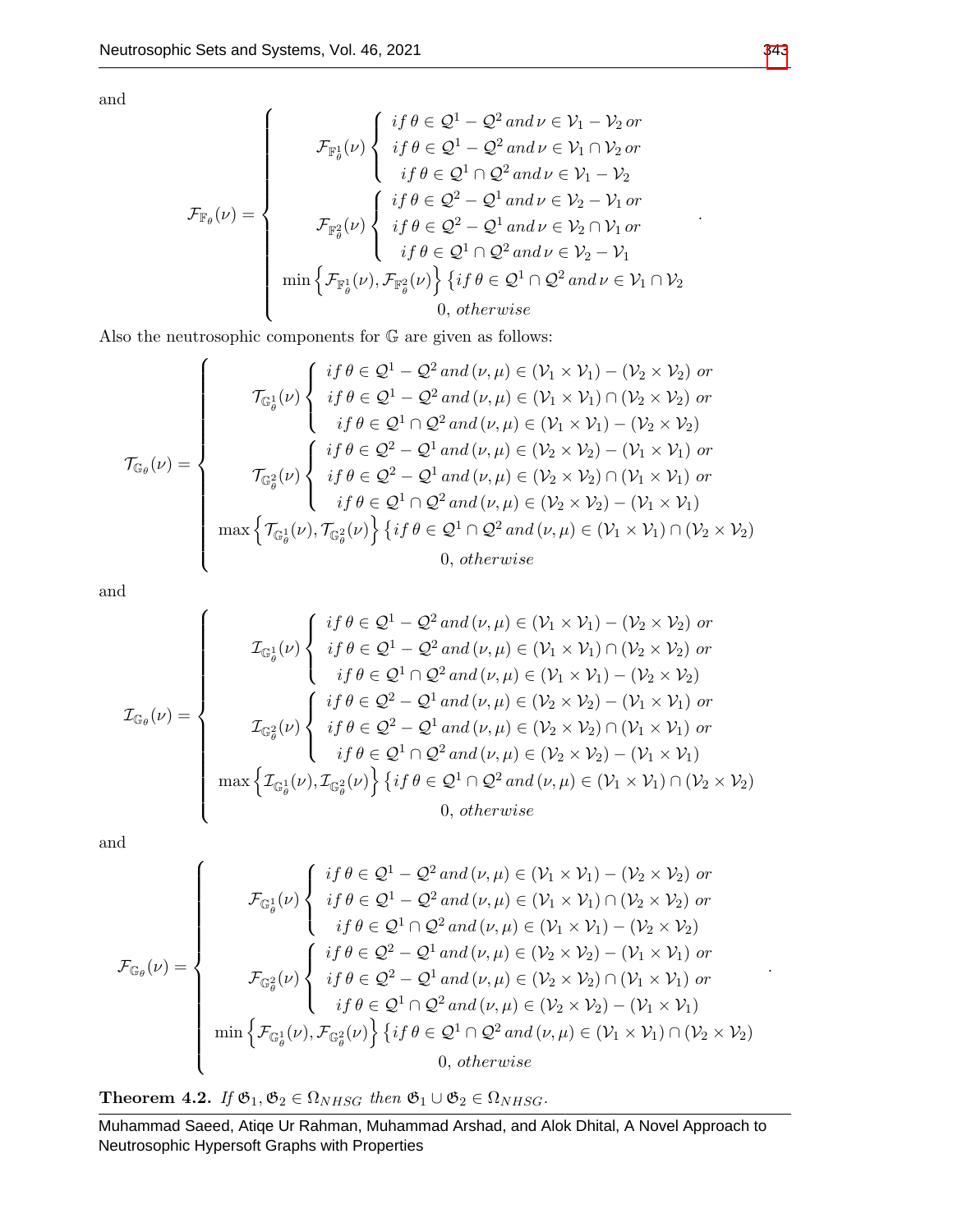and

$$
\mathcal{F}_{\mathbb{F}_\theta}(\nu) = \begin{cases} \mathcal{F}_{\mathbb{F}^1_\theta}(\nu) \begin{cases} if\, \theta \in \mathcal{Q}^1 - \mathcal{Q}^2\, and\, \nu \in \mathcal{V}_1 - \mathcal{V}_2\, or \\ if\, \theta \in \mathcal{Q}^1 - \mathcal{Q}^2\, and\, \nu \in \mathcal{V}_1 \cap \mathcal{V}_2\, or \\ if\, \theta \in \mathcal{Q}^1 \cap \mathcal{Q}^2\, and\, \nu \in \mathcal{V}_1 - \mathcal{V}_2 \end{cases} \\ \mathcal{F}_{\mathbb{F}^2_\theta}(\nu) \begin{cases} if\, \theta \in \mathcal{Q}^2 - \mathcal{Q}^1\, and\, \nu \in \mathcal{V}_2 - \mathcal{V}_1\, or \\ if\, \theta \in \mathcal{Q}^2 - \mathcal{Q}^1\, and\, \nu \in \mathcal{V}_2 \cap \mathcal{V}_1\, or \\ if\, \theta \in \mathcal{Q}^1 \cap \mathcal{Q}^2\, and\, \nu \in \mathcal{V}_2 - \mathcal{V}_1 \end{cases} \\ \min\left\{\mathcal{F}_{\mathbb{F}^1_\theta}(\nu), \mathcal{F}_{\mathbb{F}^2_\theta}(\nu)\right\} \{ if\, \theta \in \mathcal{Q}^1 \cap \mathcal{Q}^2\, and\, \nu \in \mathcal{V}_1 \cap \mathcal{V}_2 \\ 0,\, otherwise \end{cases}.
$$

Also the neutrosophic components for $\mathbb{G}$ are given as follows:

$$
\mathcal{T}_{\mathbb{G}_\theta}(\nu) = \begin{cases} \mathcal{T}_{\mathbb{G}^1_\theta}(\nu) \begin{cases} if\, \theta \in \mathcal{Q}^1 - \mathcal{Q}^2\, and\, (\nu, \mu) \in (\mathcal{V}_1 \times \mathcal{V}_1) - (\mathcal{V}_2 \times \mathcal{V}_2)\, or \\ if\, \theta \in \mathcal{Q}^1 - \mathcal{Q}^2\, and\, (\nu, \mu) \in (\mathcal{V}_1 \times \mathcal{V}_1) \cap (\mathcal{V}_2 \times \mathcal{V}_2)\, or \\ if\, \theta \in \mathcal{Q}^1 \cap \mathcal{Q}^2\, and\, (\nu, \mu) \in (\mathcal{V}_1 \times \mathcal{V}_1) - (\mathcal{V}_2 \times \mathcal{V}_2) \end{cases} \\ \mathcal{T}_{\mathbb{G}^2_\theta}(\nu) \begin{cases} if\, \theta \in \mathcal{Q}^2 - \mathcal{Q}^1\, and\, (\nu, \mu) \in (\mathcal{V}_2 \times \mathcal{V}_2) - (\mathcal{V}_1 \times \mathcal{V}_1)\, or \\ if\, \theta \in \mathcal{Q}^2 - \mathcal{Q}^1\, and\, (\nu, \mu) \in (\mathcal{V}_2 \times \mathcal{V}_2) \cap (\mathcal{V}_1 \times \mathcal{V}_1)\, or \\ if\, \theta \in \mathcal{Q}^1 \cap \mathcal{Q}^2\, and\, (\nu, \mu) \in (\mathcal{V}_2 \times \mathcal{V}_2) - (\mathcal{V}_1 \times \mathcal{V}_1) \end{cases} \\ \max\left\{\mathcal{T}_{\mathbb{G}^1_\theta}(\nu), \mathcal{T}_{\mathbb{G}^2_\theta}(\nu)\right\} \{ if\, \theta \in \mathcal{Q}^1 \cap \mathcal{Q}^2\, and\, (\nu, \mu) \in (\mathcal{V}_1 \times \mathcal{V}_1) \cap (\mathcal{V}_2 \times \mathcal{V}_2) \\ 0,\, otherwise \end{cases}
$$

and

$$
\mathcal{I}_{\mathbb{G}_\theta}(\nu) = \begin{cases} \mathcal{I}_{\mathbb{G}^1_\theta}(\nu) \begin{cases} if\, \theta \in \mathcal{Q}^1 - \mathcal{Q}^2\, and\, (\nu, \mu) \in (\mathcal{V}_1 \times \mathcal{V}_1) - (\mathcal{V}_2 \times \mathcal{V}_2)\, or \\ if\, \theta \in \mathcal{Q}^1 - \mathcal{Q}^2\, and\, (\nu, \mu) \in (\mathcal{V}_1 \times \mathcal{V}_1) \cap (\mathcal{V}_2 \times \mathcal{V}_2)\, or \\ if\, \theta \in \mathcal{Q}^1 \cap \mathcal{Q}^2\, and\, (\nu, \mu) \in (\mathcal{V}_1 \times \mathcal{V}_1) - (\mathcal{V}_2 \times \mathcal{V}_2) \end{cases} \\ \mathcal{I}_{\mathbb{G}^2_\theta}(\nu) \begin{cases} if\, \theta \in \mathcal{Q}^2 - \mathcal{Q}^1\, and\, (\nu, \mu) \in (\mathcal{V}_2 \times \mathcal{V}_2) - (\mathcal{V}_1 \times \mathcal{V}_1)\, or \\ if\, \theta \in \mathcal{Q}^2 - \mathcal{Q}^1\, and\, (\nu, \mu) \in (\mathcal{V}_2 \times \mathcal{V}_2) \cap (\mathcal{V}_1 \times \mathcal{V}_1)\, or \\ if\, \theta \in \mathcal{Q}^1 \cap \mathcal{Q}^2\, and\, (\nu, \mu) \in (\mathcal{V}_2 \times \mathcal{V}_2) - (\mathcal{V}_1 \times \mathcal{V}_1) \end{cases} \\ \max\left\{\mathcal{I}_{\mathbb{G}^1_\theta}(\nu), \mathcal{I}_{\mathbb{G}^2_\theta}(\nu)\right\} \{ if\, \theta \in \mathcal{Q}^1 \cap \mathcal{Q}^2\, and\, (\nu, \mu) \in (\mathcal{V}_1 \times \mathcal{V}_1) \cap (\mathcal{V}_2 \times \mathcal{V}_2) \\ 0,\, otherwise \end{cases}
$$

and

$$
\mathcal{F}_{\mathbb{G}_\theta}(\nu) = \begin{cases} \mathcal{F}_{\mathbb{G}^1_\theta}(\nu) \begin{cases} if\, \theta \in \mathcal{Q}^1 - \mathcal{Q}^2\, and\, (\nu, \mu) \in (\mathcal{V}_1 \times \mathcal{V}_1) - (\mathcal{V}_2 \times \mathcal{V}_2)\, or \\ if\, \theta \in \mathcal{Q}^1 - \mathcal{Q}^2\, and\, (\nu, \mu) \in (\mathcal{V}_1 \times \mathcal{V}_1) \cap (\mathcal{V}_2 \times \mathcal{V}_2)\, or \\ if\, \theta \in \mathcal{Q}^1 \cap \mathcal{Q}^2\, and\, (\nu, \mu) \in (\mathcal{V}_1 \times \mathcal{V}_1) - (\mathcal{V}_2 \times \mathcal{V}_2) \end{cases} \\ \mathcal{F}_{\mathbb{G}^2_\theta}(\nu) \begin{cases} if\, \theta \in \mathcal{Q}^2 - \mathcal{Q}^1\, and\, (\nu, \mu) \in (\mathcal{V}_2 \times \mathcal{V}_2) - (\mathcal{V}_1 \times \mathcal{V}_1)\, or \\ if\, \theta \in \mathcal{Q}^2 - \mathcal{Q}^1\, and\, (\nu, \mu) \in (\mathcal{V}_2 \times \mathcal{V}_2) \cap (\mathcal{V}_1 \times \mathcal{V}_1)\, or \\ if\, \theta \in \mathcal{Q}^1 \cap \mathcal{Q}^2\, and\, (\nu, \mu) \in (\mathcal{V}_2 \times \mathcal{V}_2) - (\mathcal{V}_1 \times \mathcal{V}_1) \end{cases} \\ \min\left\{\mathcal{F}_{\mathbb{G}^1_\theta}(\nu), \mathcal{F}_{\mathbb{G}^2_\theta}(\nu)\right\} \{ if\, \theta \in \mathcal{Q}^1 \cap \mathcal{Q}^2\, and\, (\nu, \mu) \in (\mathcal{V}_1 \times \mathcal{V}_1) \cap (\mathcal{V}_2 \times \mathcal{V}_2) \\ 0,\, otherwise \end{cases}.
$$

**Theorem 4.2.** *If* $\mathfrak{G}_1, \mathfrak{G}_2 \in \Omega_{NHSG}$ *then* $\mathfrak{G}_1 \cup \mathfrak{G}_2 \in \Omega_{NHSG}$.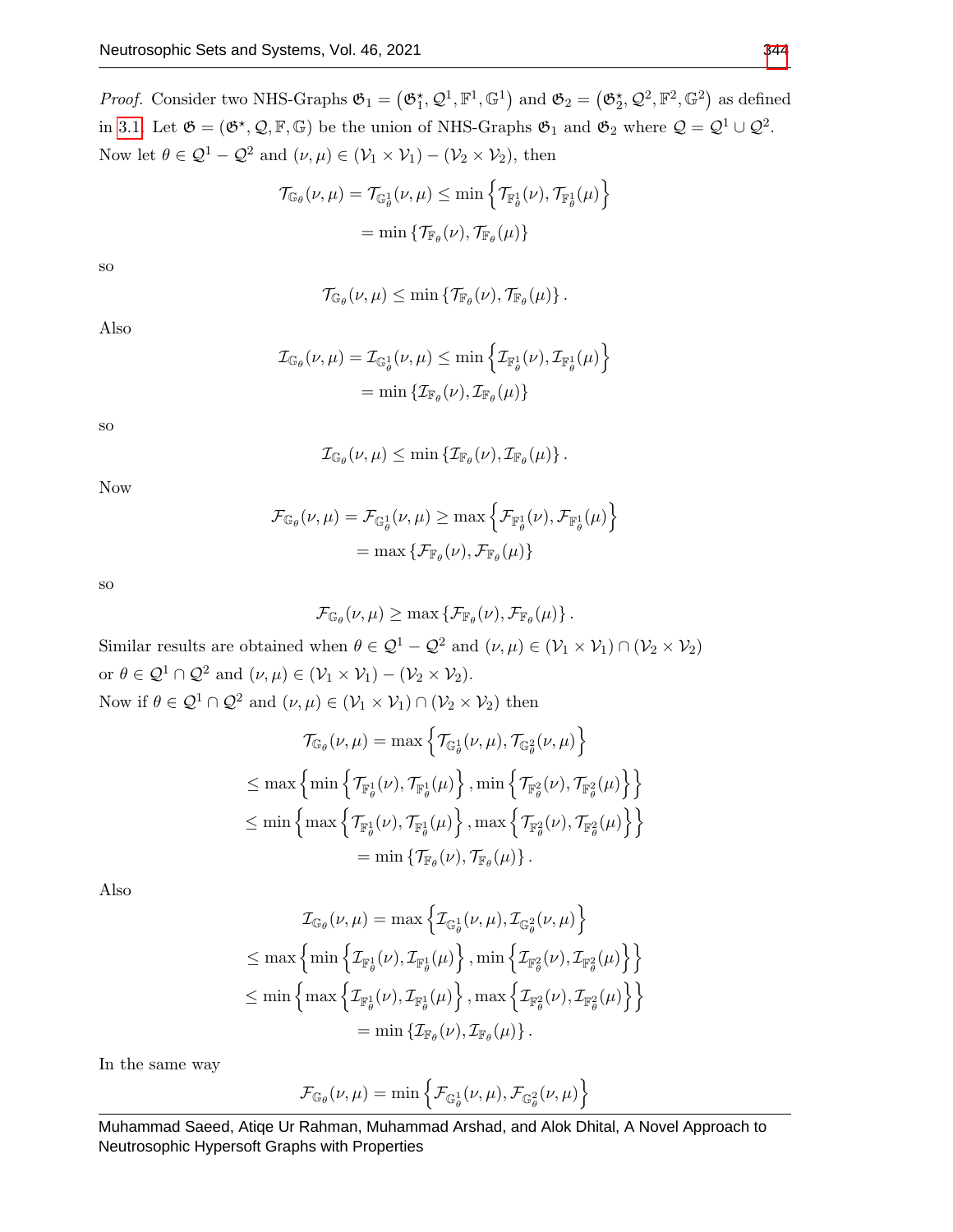*Proof.* Consider two NHS-Graphs $\mathfrak{G}_1 = \left(\mathfrak{G}_1^\star, \mathcal{Q}^1, \mathbb{F}^1, \mathbb{G}^1\right)$ and $\mathfrak{G}_2 = \left(\mathfrak{G}_2^\star, \mathcal{Q}^2, \mathbb{F}^2, \mathbb{G}^2\right)$ as defined in 3.1. Let $\mathfrak{G} = (\mathfrak{G}^\star, \mathcal{Q}, \mathbb{F}, \mathbb{G})$ be the union of NHS-Graphs $\mathfrak{G}_1$ and $\mathfrak{G}_2$ where $\mathcal{Q} = \mathcal{Q}^1 \cup \mathcal{Q}^2$.
Now let $\theta \in \mathcal{Q}^1 - \mathcal{Q}^2$ and $(\nu, \mu) \in (\mathcal{V}_1 \times \mathcal{V}_1) - (\mathcal{V}_2 \times \mathcal{V}_2)$, then

$$\mathcal{T}_{\mathbb{G}_\theta}(\nu, \mu) = \mathcal{T}_{\mathbb{G}^1_\theta}(\nu, \mu) \leq \min\left\{\mathcal{T}_{\mathbb{F}^1_\theta}(\nu), \mathcal{T}_{\mathbb{F}^1_\theta}(\mu)\right\}$$
$$= \min\left\{\mathcal{T}_{\mathbb{F}_\theta}(\nu), \mathcal{T}_{\mathbb{F}_\theta}(\mu)\right\}$$

so

$$\mathcal{T}_{\mathbb{G}_\theta}(\nu, \mu) \leq \min\left\{\mathcal{T}_{\mathbb{F}_\theta}(\nu), \mathcal{T}_{\mathbb{F}_\theta}(\mu)\right\}.$$

Also

$$\mathcal{I}_{\mathbb{G}_\theta}(\nu, \mu) = \mathcal{I}_{\mathbb{G}^1_\theta}(\nu, \mu) \leq \min\left\{\mathcal{I}_{\mathbb{F}^1_\theta}(\nu), \mathcal{I}_{\mathbb{F}^1_\theta}(\mu)\right\}$$
$$= \min\left\{\mathcal{I}_{\mathbb{F}_\theta}(\nu), \mathcal{I}_{\mathbb{F}_\theta}(\mu)\right\}$$

so

$$\mathcal{I}_{\mathbb{G}_\theta}(\nu, \mu) \leq \min\left\{\mathcal{I}_{\mathbb{F}_\theta}(\nu), \mathcal{I}_{\mathbb{F}_\theta}(\mu)\right\}.$$

Now

$$\mathcal{F}_{\mathbb{G}_\theta}(\nu, \mu) = \mathcal{F}_{\mathbb{G}^1_\theta}(\nu, \mu) \geq \max\left\{\mathcal{F}_{\mathbb{F}^1_\theta}(\nu), \mathcal{F}_{\mathbb{F}^1_\theta}(\mu)\right\}$$
$$= \max\left\{\mathcal{F}_{\mathbb{F}_\theta}(\nu), \mathcal{F}_{\mathbb{F}_\theta}(\mu)\right\}$$

so

$$\mathcal{F}_{\mathbb{G}_\theta}(\nu, \mu) \geq \max\left\{\mathcal{F}_{\mathbb{F}_\theta}(\nu), \mathcal{F}_{\mathbb{F}_\theta}(\mu)\right\}.$$

Similar results are obtained when $\theta \in \mathcal{Q}^1 - \mathcal{Q}^2$ and $(\nu, \mu) \in (\mathcal{V}_1 \times \mathcal{V}_1) \cap (\mathcal{V}_2 \times \mathcal{V}_2)$ or $\theta \in \mathcal{Q}^1 \cap \mathcal{Q}^2$ and $(\nu, \mu) \in (\mathcal{V}_1 \times \mathcal{V}_1) - (\mathcal{V}_2 \times \mathcal{V}_2)$.
Now if $\theta \in \mathcal{Q}^1 \cap \mathcal{Q}^2$ and $(\nu, \mu) \in (\mathcal{V}_1 \times \mathcal{V}_1) \cap (\mathcal{V}_2 \times \mathcal{V}_2)$ then

$$\mathcal{T}_{\mathbb{G}_\theta}(\nu, \mu) = \max\left\{\mathcal{T}_{\mathbb{G}^1_\theta}(\nu, \mu), \mathcal{T}_{\mathbb{G}^2_\theta}(\nu, \mu)\right\}$$
$$\leq \max\left\{\min\left\{\mathcal{T}_{\mathbb{F}^1_\theta}(\nu), \mathcal{T}_{\mathbb{F}^1_\theta}(\mu)\right\}, \min\left\{\mathcal{T}_{\mathbb{F}^2_\theta}(\nu), \mathcal{T}_{\mathbb{F}^2_\theta}(\mu)\right\}\right\}$$
$$\leq \min\left\{\max\left\{\mathcal{T}_{\mathbb{F}^1_\theta}(\nu), \mathcal{T}_{\mathbb{F}^1_\theta}(\mu)\right\}, \max\left\{\mathcal{T}_{\mathbb{F}^2_\theta}(\nu), \mathcal{T}_{\mathbb{F}^2_\theta}(\mu)\right\}\right\}$$
$$= \min\left\{\mathcal{T}_{\mathbb{F}_\theta}(\nu), \mathcal{T}_{\mathbb{F}_\theta}(\mu)\right\}.$$

Also

$$\mathcal{I}_{\mathbb{G}_\theta}(\nu, \mu) = \max\left\{\mathcal{I}_{\mathbb{G}^1_\theta}(\nu, \mu), \mathcal{I}_{\mathbb{G}^2_\theta}(\nu, \mu)\right\}$$
$$\leq \max\left\{\min\left\{\mathcal{I}_{\mathbb{F}^1_\theta}(\nu), \mathcal{I}_{\mathbb{F}^1_\theta}(\mu)\right\}, \min\left\{\mathcal{I}_{\mathbb{F}^2_\theta}(\nu), \mathcal{I}_{\mathbb{F}^2_\theta}(\mu)\right\}\right\}$$
$$\leq \min\left\{\max\left\{\mathcal{I}_{\mathbb{F}^1_\theta}(\nu), \mathcal{I}_{\mathbb{F}^1_\theta}(\mu)\right\}, \max\left\{\mathcal{I}_{\mathbb{F}^2_\theta}(\nu), \mathcal{I}_{\mathbb{F}^2_\theta}(\mu)\right\}\right\}$$
$$= \min\left\{\mathcal{I}_{\mathbb{F}_\theta}(\nu), \mathcal{I}_{\mathbb{F}_\theta}(\mu)\right\}.$$

In the same way

$$\mathcal{F}_{\mathbb{G}_\theta}(\nu, \mu) = \min\left\{\mathcal{F}_{\mathbb{G}^1_\theta}(\nu, \mu), \mathcal{F}_{\mathbb{G}^2_\theta}(\nu, \mu)\right\}$$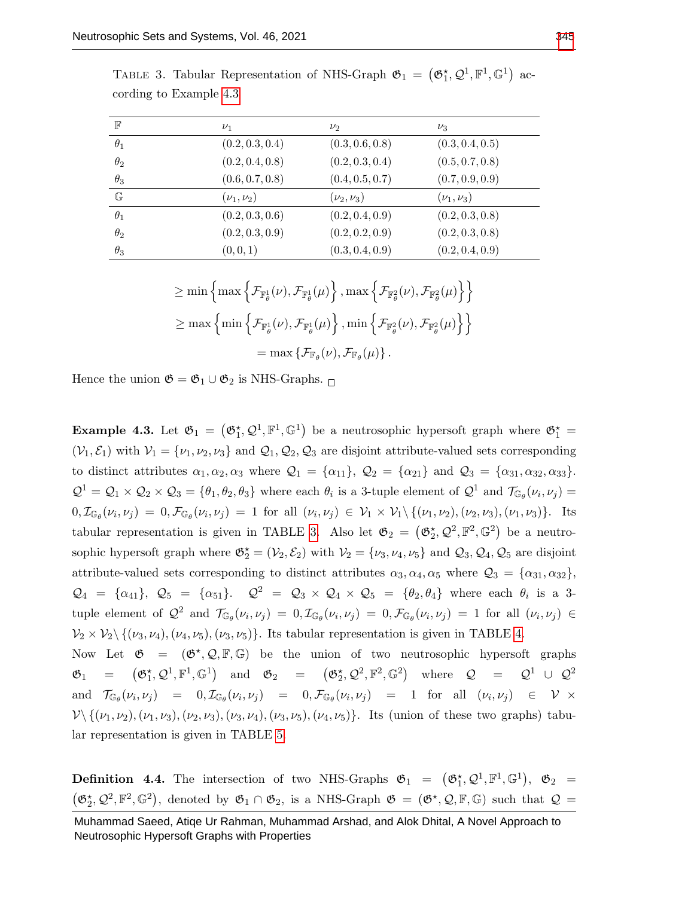TABLE 3. Tabular Representation of NHS-Graph $\mathfrak{G}_1 = (\mathfrak{G}_1^\star, \mathcal{Q}^1, \mathbb{F}^1, \mathbb{G}^1)$ according to Example 4.3

| $\mathbb{F}$ | $\nu_1$ | $\nu_2$ | $\nu_3$ |
|---|---|---|---|
| $\theta_1$ | $(0.2, 0.3, 0.4)$ | $(0.3, 0.6, 0.8)$ | $(0.3, 0.4, 0.5)$ |
| $\theta_2$ | $(0.2, 0.4, 0.8)$ | $(0.2, 0.3, 0.4)$ | $(0.5, 0.7, 0.8)$ |
| $\theta_3$ | $(0.6, 0.7, 0.8)$ | $(0.4, 0.5, 0.7)$ | $(0.7, 0.9, 0.9)$ |
| $\mathbb{G}$ | $(\nu_1, \nu_2)$ | $(\nu_2, \nu_3)$ | $(\nu_1, \nu_3)$ |
| $\theta_1$ | $(0.2, 0.3, 0.6)$ | $(0.2, 0.4, 0.9)$ | $(0.2, 0.3, 0.8)$ |
| $\theta_2$ | $(0.2, 0.3, 0.9)$ | $(0.2, 0.2, 0.9)$ | $(0.2, 0.3, 0.8)$ |
| $\theta_3$ | $(0, 0, 1)$ | $(0.3, 0.4, 0.9)$ | $(0.2, 0.4, 0.9)$ |

$$\geq \min\left\{\max\left\{\mathcal{F}_{\mathbb{F}^1_\theta}(\nu), \mathcal{F}_{\mathbb{F}^1_\theta}(\mu)\right\}, \max\left\{\mathcal{F}_{\mathbb{F}^2_\theta}(\nu), \mathcal{F}_{\mathbb{F}^2_\theta}(\mu)\right\}\right\}$$

$$\geq \max\left\{\min\left\{\mathcal{F}_{\mathbb{F}^1_\theta}(\nu), \mathcal{F}_{\mathbb{F}^1_\theta}(\mu)\right\}, \min\left\{\mathcal{F}_{\mathbb{F}^2_\theta}(\nu), \mathcal{F}_{\mathbb{F}^2_\theta}(\mu)\right\}\right\}$$

$$= \max\left\{\mathcal{F}_{\mathbb{F}_\theta}(\nu), \mathcal{F}_{\mathbb{F}_\theta}(\mu)\right\}.$$

Hence the union $\mathfrak{G} = \mathfrak{G}_1 \cup \mathfrak{G}_2$ is NHS-Graphs. □

**Example 4.3.** Let $\mathfrak{G}_1 = (\mathfrak{G}_1^\star, \mathcal{Q}^1, \mathbb{F}^1, \mathbb{G}^1)$ be a neutrosophic hypersoft graph where $\mathfrak{G}_1^\star = (\mathcal{V}_1, \mathcal{E}_1)$ with $\mathcal{V}_1 = \{\nu_1, \nu_2, \nu_3\}$ and $\mathcal{Q}_1, \mathcal{Q}_2, \mathcal{Q}_3$ are disjoint attribute-valued sets corresponding to distinct attributes $\alpha_1, \alpha_2, \alpha_3$ where $\mathcal{Q}_1 = \{\alpha_{11}\}$, $\mathcal{Q}_2 = \{\alpha_{21}\}$ and $\mathcal{Q}_3 = \{\alpha_{31}, \alpha_{32}, \alpha_{33}\}$. $\mathcal{Q}^1 = \mathcal{Q}_1 \times \mathcal{Q}_2 \times \mathcal{Q}_3 = \{\theta_1, \theta_2, \theta_3\}$ where each $\theta_i$ is a 3-tuple element of $\mathcal{Q}^1$ and $\mathcal{T}_{\mathbb{G}_\theta}(\nu_i, \nu_j) = 0, \mathcal{I}_{\mathbb{G}_\theta}(\nu_i, \nu_j) = 0, \mathcal{F}_{\mathbb{G}_\theta}(\nu_i, \nu_j) = 1$ for all $(\nu_i, \nu_j) \in \mathcal{V}_1 \times \mathcal{V}_1 \backslash \{(\nu_1, \nu_2), (\nu_2, \nu_3), (\nu_1, \nu_3)\}$. Its tabular representation is given in TABLE 3. Also let $\mathfrak{G}_2 = (\mathfrak{G}_2^\star, \mathcal{Q}^2, \mathbb{F}^2, \mathbb{G}^2)$ be a neutrosophic hypersoft graph where $\mathfrak{G}_2^\star = (\mathcal{V}_2, \mathcal{E}_2)$ with $\mathcal{V}_2 = \{\nu_3, \nu_4, \nu_5\}$ and $\mathcal{Q}_3, \mathcal{Q}_4, \mathcal{Q}_5$ are disjoint attribute-valued sets corresponding to distinct attributes $\alpha_3, \alpha_4, \alpha_5$ where $\mathcal{Q}_3 = \{\alpha_{31}, \alpha_{32}\}$, $\mathcal{Q}_4 = \{\alpha_{41}\}$, $\mathcal{Q}_5 = \{\alpha_{51}\}$. $\mathcal{Q}^2 = \mathcal{Q}_3 \times \mathcal{Q}_4 \times \mathcal{Q}_5 = \{\theta_2, \theta_4\}$ where each $\theta_i$ is a 3-tuple element of $\mathcal{Q}^2$ and $\mathcal{T}_{\mathbb{G}_\theta}(\nu_i, \nu_j) = 0, \mathcal{I}_{\mathbb{G}_\theta}(\nu_i, \nu_j) = 0, \mathcal{F}_{\mathbb{G}_\theta}(\nu_i, \nu_j) = 1$ for all $(\nu_i, \nu_j) \in \mathcal{V}_2 \times \mathcal{V}_2 \backslash \{(\nu_3, \nu_4), (\nu_4, \nu_5), (\nu_3, \nu_5)\}$. Its tabular representation is given in TABLE 4.

Now Let $\mathfrak{G} = (\mathfrak{G}^\star, \mathcal{Q}, \mathbb{F}, \mathbb{G})$ be the union of two neutrosophic hypersoft graphs $\mathfrak{G}_1 = (\mathfrak{G}_1^\star, \mathcal{Q}^1, \mathbb{F}^1, \mathbb{G}^1)$ and $\mathfrak{G}_2 = (\mathfrak{G}_2^\star, \mathcal{Q}^2, \mathbb{F}^2, \mathbb{G}^2)$ where $\mathcal{Q} = \mathcal{Q}^1 \cup \mathcal{Q}^2$ and $\mathcal{T}_{\mathbb{G}_\theta}(\nu_i, \nu_j) = 0, \mathcal{I}_{\mathbb{G}_\theta}(\nu_i, \nu_j) = 0, \mathcal{F}_{\mathbb{G}_\theta}(\nu_i, \nu_j) = 1$ for all $(\nu_i, \nu_j) \in \mathcal{V} \times \mathcal{V} \backslash \{(\nu_1, \nu_2), (\nu_1, \nu_3), (\nu_2, \nu_3), (\nu_3, \nu_4), (\nu_3, \nu_5), (\nu_4, \nu_5)\}$. Its (union of these two graphs) tabular representation is given in TABLE 5.

**Definition 4.4.** The intersection of two NHS-Graphs $\mathfrak{G}_1 = (\mathfrak{G}_1^\star, \mathcal{Q}^1, \mathbb{F}^1, \mathbb{G}^1)$, $\mathfrak{G}_2 = (\mathfrak{G}_2^\star, \mathcal{Q}^2, \mathbb{F}^2, \mathbb{G}^2)$, denoted by $\mathfrak{G}_1 \cap \mathfrak{G}_2$, is a NHS-Graph $\mathfrak{G} = (\mathfrak{G}^\star, \mathcal{Q}, \mathbb{F}, \mathbb{G})$ such that $\mathcal{Q} =$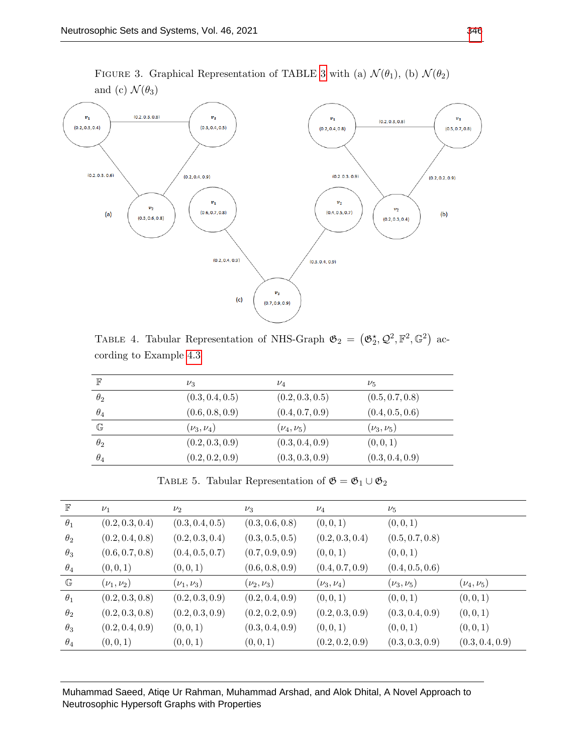Figure 3. Graphical Representation of TABLE 3 with (a) $\mathcal{N}(\theta_1)$, (b) $\mathcal{N}(\theta_2)$ and (c) $\mathcal{N}(\theta_3)$

Table 4. Tabular Representation of NHS-Graph $\mathfrak{G}_2 = \left(\mathfrak{G}_2^\star, \mathcal{Q}^2, \mathbb{F}^2, \mathbb{G}^2\right)$ according to Example 4.3

| $\mathbb{F}$ | $\nu_3$ | $\nu_4$ | $\nu_5$ |
|---|---|---|---|
| $\theta_2$ | $(0.3, 0.4, 0.5)$ | $(0.2, 0.3, 0.5)$ | $(0.5, 0.7, 0.8)$ |
| $\theta_4$ | $(0.6, 0.8, 0.9)$ | $(0.4, 0.7, 0.9)$ | $(0.4, 0.5, 0.6)$ |
| $\mathbb{G}$ | $(\nu_3, \nu_4)$ | $(\nu_4, \nu_5)$ | $(\nu_3, \nu_5)$ |
| $\theta_2$ | $(0.2, 0.3, 0.9)$ | $(0.3, 0.4, 0.9)$ | $(0, 0, 1)$ |
| $\theta_4$ | $(0.2, 0.2, 0.9)$ | $(0.3, 0.3, 0.9)$ | $(0.3, 0.4, 0.9)$ |

Table 5. Tabular Representation of $\mathfrak{G} = \mathfrak{G}_1 \cup \mathfrak{G}_2$

| $\mathbb{F}$ | $\nu_1$ | $\nu_2$ | $\nu_3$ | $\nu_4$ | $\nu_5$ | |
|---|---|---|---|---|---|---|
| $\theta_1$ | $(0.2, 0.3, 0.4)$ | $(0.3, 0.4, 0.5)$ | $(0.3, 0.6, 0.8)$ | $(0, 0, 1)$ | $(0, 0, 1)$ | |
| $\theta_2$ | $(0.2, 0.4, 0.8)$ | $(0.2, 0.3, 0.4)$ | $(0.3, 0.5, 0.5)$ | $(0.2, 0.3, 0.4)$ | $(0.5, 0.7, 0.8)$ | |
| $\theta_3$ | $(0.6, 0.7, 0.8)$ | $(0.4, 0.5, 0.7)$ | $(0.7, 0.9, 0.9)$ | $(0, 0, 1)$ | $(0, 0, 1)$ | |
| $\theta_4$ | $(0, 0, 1)$ | $(0, 0, 1)$ | $(0.6, 0.8, 0.9)$ | $(0.4, 0.7, 0.9)$ | $(0.4, 0.5, 0.6)$ | |
| $\mathbb{G}$ | $(\nu_1, \nu_2)$ | $(\nu_1, \nu_3)$ | $(\nu_2, \nu_3)$ | $(\nu_3, \nu_4)$ | $(\nu_3, \nu_5)$ | $(\nu_4, \nu_5)$ |
| $\theta_1$ | $(0.2, 0.3, 0.8)$ | $(0.2, 0.3, 0.9)$ | $(0.2, 0.4, 0.9)$ | $(0, 0, 1)$ | $(0, 0, 1)$ | $(0, 0, 1)$ |
| $\theta_2$ | $(0.2, 0.3, 0.8)$ | $(0.2, 0.3, 0.9)$ | $(0.2, 0.2, 0.9)$ | $(0.2, 0.3, 0.9)$ | $(0.3, 0.4, 0.9)$ | $(0, 0, 1)$ |
| $\theta_3$ | $(0.2, 0.4, 0.9)$ | $(0, 0, 1)$ | $(0.3, 0.4, 0.9)$ | $(0, 0, 1)$ | $(0, 0, 1)$ | $(0, 0, 1)$ |
| $\theta_4$ | $(0, 0, 1)$ | $(0, 0, 1)$ | $(0, 0, 1)$ | $(0.2, 0.2, 0.9)$ | $(0.3, 0.3, 0.9)$ | $(0.3, 0.4, 0.9)$ |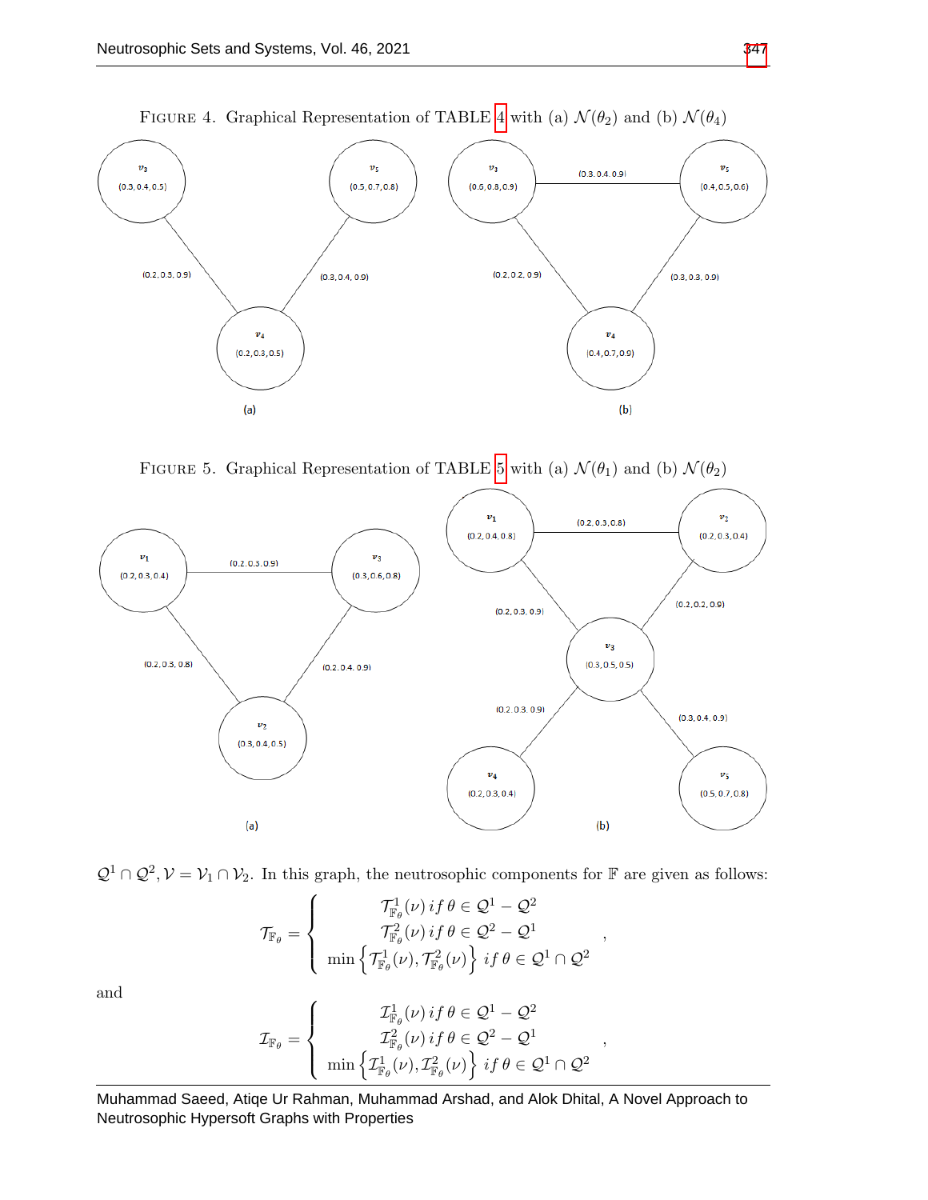FIGURE 4. Graphical Representation of TABLE 4 with (a) $\mathcal{N}(\theta_2)$ and (b) $\mathcal{N}(\theta_4)$

FIGURE 5. Graphical Representation of TABLE 5 with (a) $\mathcal{N}(\theta_1)$ and (b) $\mathcal{N}(\theta_2)$

$\mathcal{Q}^1 \cap \mathcal{Q}^2, \mathcal{V} = \mathcal{V}_1 \cap \mathcal{V}_2$. In this graph, the neutrosophic components for $\mathbb{F}$ are given as follows:

$$\mathcal{T}_{\mathbb{F}_\theta} = \begin{cases} \mathcal{T}^1_{\mathbb{F}_\theta}(\nu)\, if\, \theta \in \mathcal{Q}^1 - \mathcal{Q}^2 \\ \mathcal{T}^2_{\mathbb{F}_\theta}(\nu)\, if\, \theta \in \mathcal{Q}^2 - \mathcal{Q}^1 \\ \min\left\{\mathcal{T}^1_{\mathbb{F}_\theta}(\nu), \mathcal{T}^2_{\mathbb{F}_\theta}(\nu)\right\}\, if\, \theta \in \mathcal{Q}^1 \cap \mathcal{Q}^2 \end{cases},$$

and

$$\mathcal{I}_{\mathbb{F}_\theta} = \begin{cases} \mathcal{I}^1_{\mathbb{F}_\theta}(\nu)\, if\, \theta \in \mathcal{Q}^1 - \mathcal{Q}^2 \\ \mathcal{I}^2_{\mathbb{F}_\theta}(\nu)\, if\, \theta \in \mathcal{Q}^2 - \mathcal{Q}^1 \\ \min\left\{\mathcal{I}^1_{\mathbb{F}_\theta}(\nu), \mathcal{I}^2_{\mathbb{F}_\theta}(\nu)\right\}\, if\, \theta \in \mathcal{Q}^1 \cap \mathcal{Q}^2 \end{cases},$$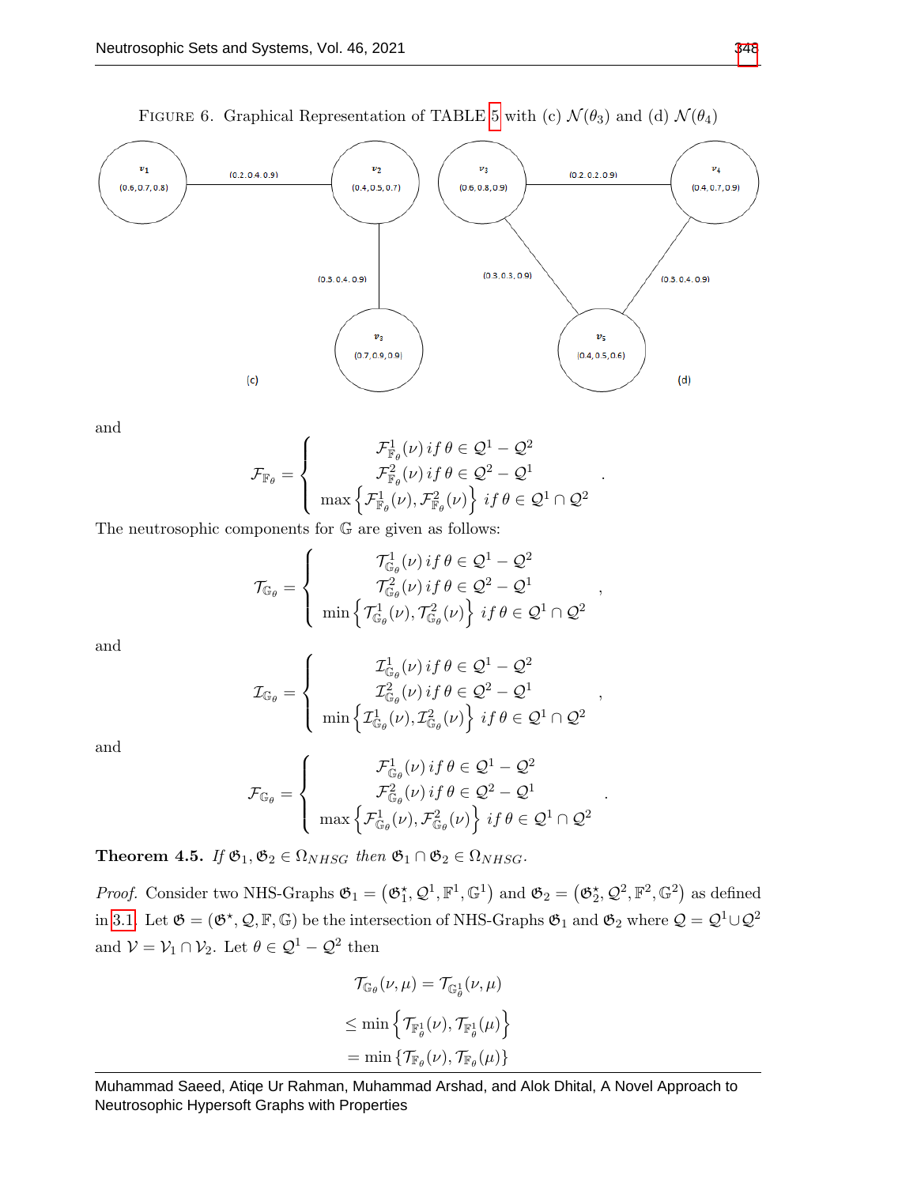FIGURE 6. Graphical Representation of TABLE 5 with (c) $\mathcal{N}(\theta_3)$ and (d) $\mathcal{N}(\theta_4)$

and

$$\mathcal{F}_{\mathbb{F}_\theta} = \begin{cases} \mathcal{F}^1_{\mathbb{F}_\theta}(\nu) \, if \, \theta \in \mathcal{Q}^1 - \mathcal{Q}^2 \\ \mathcal{F}^2_{\mathbb{F}_\theta}(\nu) \, if \, \theta \in \mathcal{Q}^2 - \mathcal{Q}^1 \\ \max\left\{\mathcal{F}^1_{\mathbb{F}_\theta}(\nu), \mathcal{F}^2_{\mathbb{F}_\theta}(\nu)\right\} \, if \, \theta \in \mathcal{Q}^1 \cap \mathcal{Q}^2 \end{cases}.$$

The neutrosophic components for $\mathbb{G}$ are given as follows:

$$\mathcal{T}_{\mathbb{G}_\theta} = \begin{cases} \mathcal{T}^1_{\mathbb{G}_\theta}(\nu) \, if \, \theta \in \mathcal{Q}^1 - \mathcal{Q}^2 \\ \mathcal{T}^2_{\mathbb{G}_\theta}(\nu) \, if \, \theta \in \mathcal{Q}^2 - \mathcal{Q}^1 \\ \min\left\{\mathcal{T}^1_{\mathbb{G}_\theta}(\nu), \mathcal{T}^2_{\mathbb{G}_\theta}(\nu)\right\} \, if \, \theta \in \mathcal{Q}^1 \cap \mathcal{Q}^2 \end{cases},$$

and

$$\mathcal{I}_{\mathbb{G}_\theta} = \begin{cases} \mathcal{I}^1_{\mathbb{G}_\theta}(\nu) \, if \, \theta \in \mathcal{Q}^1 - \mathcal{Q}^2 \\ \mathcal{I}^2_{\mathbb{G}_\theta}(\nu) \, if \, \theta \in \mathcal{Q}^2 - \mathcal{Q}^1 \\ \min\left\{\mathcal{I}^1_{\mathbb{G}_\theta}(\nu), \mathcal{I}^2_{\mathbb{G}_\theta}(\nu)\right\} \, if \, \theta \in \mathcal{Q}^1 \cap \mathcal{Q}^2 \end{cases},$$

and

$$\mathcal{F}_{\mathbb{G}_\theta} = \begin{cases} \mathcal{F}^1_{\mathbb{G}_\theta}(\nu) \, if \, \theta \in \mathcal{Q}^1 - \mathcal{Q}^2 \\ \mathcal{F}^2_{\mathbb{G}_\theta}(\nu) \, if \, \theta \in \mathcal{Q}^2 - \mathcal{Q}^1 \\ \max\left\{\mathcal{F}^1_{\mathbb{G}_\theta}(\nu), \mathcal{F}^2_{\mathbb{G}_\theta}(\nu)\right\} \, if \, \theta \in \mathcal{Q}^1 \cap \mathcal{Q}^2 \end{cases}.$$

**Theorem 4.5.** *If $\mathfrak{G}_1, \mathfrak{G}_2 \in \Omega_{NHSG}$ then $\mathfrak{G}_1 \cap \mathfrak{G}_2 \in \Omega_{NHSG}$.*

*Proof.* Consider two NHS-Graphs $\mathfrak{G}_1 = \left(\mathfrak{G}^\star_1, \mathcal{Q}^1, \mathbb{F}^1, \mathbb{G}^1\right)$ and $\mathfrak{G}_2 = \left(\mathfrak{G}^\star_2, \mathcal{Q}^2, \mathbb{F}^2, \mathbb{G}^2\right)$ as defined in 3.1. Let $\mathfrak{G} = (\mathfrak{G}^\star, \mathcal{Q}, \mathbb{F}, \mathbb{G})$ be the intersection of NHS-Graphs $\mathfrak{G}_1$ and $\mathfrak{G}_2$ where $\mathcal{Q} = \mathcal{Q}^1 \cup \mathcal{Q}^2$ and $\mathcal{V} = \mathcal{V}_1 \cap \mathcal{V}_2$. Let $\theta \in \mathcal{Q}^1 - \mathcal{Q}^2$ then

$$\begin{aligned} \mathcal{T}_{\mathbb{G}_\theta}(\nu, \mu) &= \mathcal{T}_{\mathbb{G}^1_\theta}(\nu, \mu) \\ &\leq \min\left\{\mathcal{T}_{\mathbb{F}^1_\theta}(\nu), \mathcal{T}_{\mathbb{F}^1_\theta}(\mu)\right\} \\ &= \min\left\{\mathcal{T}_{\mathbb{F}_\theta}(\nu), \mathcal{T}_{\mathbb{F}_\theta}(\mu)\right\} \end{aligned}$$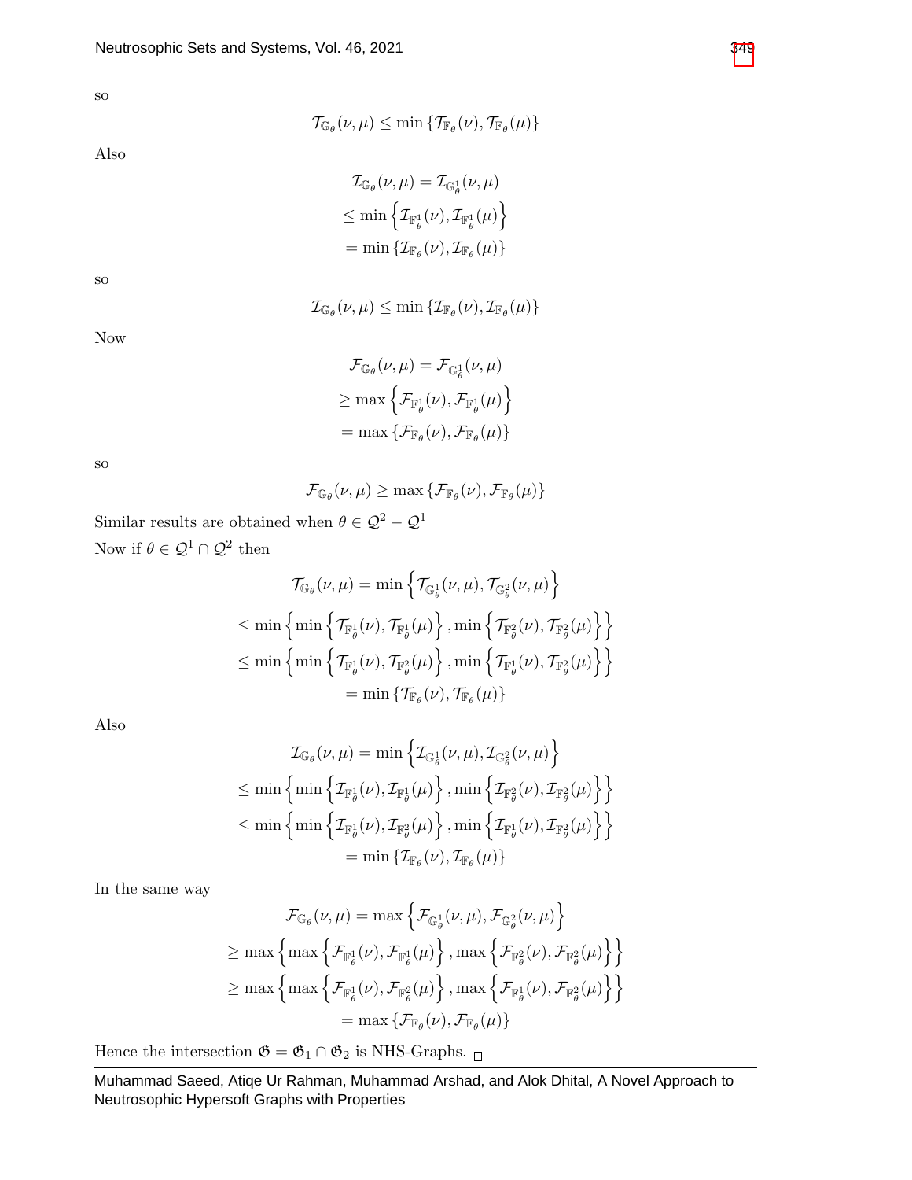so

$$\mathcal{T}_{\mathbb{G}_\theta}(\nu,\mu) \leq \min\left\{\mathcal{T}_{\mathbb{F}_\theta}(\nu), \mathcal{T}_{\mathbb{F}_\theta}(\mu)\right\}$$

Also

$$\begin{aligned}
\mathcal{I}_{\mathbb{G}_\theta}(\nu,\mu) &= \mathcal{I}_{\mathbb{G}^1_\theta}(\nu,\mu) \\
&\leq \min\left\{\mathcal{I}_{\mathbb{F}^1_\theta}(\nu), \mathcal{I}_{\mathbb{F}^1_\theta}(\mu)\right\} \\
&= \min\left\{\mathcal{I}_{\mathbb{F}_\theta}(\nu), \mathcal{I}_{\mathbb{F}_\theta}(\mu)\right\}
\end{aligned}$$

so

$$\mathcal{I}_{\mathbb{G}_\theta}(\nu,\mu) \leq \min\left\{\mathcal{I}_{\mathbb{F}_\theta}(\nu), \mathcal{I}_{\mathbb{F}_\theta}(\mu)\right\}$$

Now

$$\begin{aligned}
\mathcal{F}_{\mathbb{G}_\theta}(\nu,\mu) &= \mathcal{F}_{\mathbb{G}^1_\theta}(\nu,\mu) \\
&\geq \max\left\{\mathcal{F}_{\mathbb{F}^1_\theta}(\nu), \mathcal{F}_{\mathbb{F}^1_\theta}(\mu)\right\} \\
&= \max\left\{\mathcal{F}_{\mathbb{F}_\theta}(\nu), \mathcal{F}_{\mathbb{F}_\theta}(\mu)\right\}
\end{aligned}$$

so

$$\mathcal{F}_{\mathbb{G}_\theta}(\nu,\mu) \geq \max\left\{\mathcal{F}_{\mathbb{F}_\theta}(\nu), \mathcal{F}_{\mathbb{F}_\theta}(\mu)\right\}$$

Similar results are obtained when $\theta \in \mathcal{Q}^2 - \mathcal{Q}^1$

Now if $\theta \in \mathcal{Q}^1 \cap \mathcal{Q}^2$ then

$$\begin{aligned}
\mathcal{T}_{\mathbb{G}_\theta}(\nu,\mu) &= \min\left\{\mathcal{T}_{\mathbb{G}^1_\theta}(\nu,\mu), \mathcal{T}_{\mathbb{G}^2_\theta}(\nu,\mu)\right\} \\
&\leq \min\left\{\min\left\{\mathcal{T}_{\mathbb{F}^1_\theta}(\nu), \mathcal{T}_{\mathbb{F}^1_\theta}(\mu)\right\}, \min\left\{\mathcal{T}_{\mathbb{F}^2_\theta}(\nu), \mathcal{T}_{\mathbb{F}^2_\theta}(\mu)\right\}\right\} \\
&\leq \min\left\{\min\left\{\mathcal{T}_{\mathbb{F}^1_\theta}(\nu), \mathcal{T}_{\mathbb{F}^2_\theta}(\mu)\right\}, \min\left\{\mathcal{T}_{\mathbb{F}^1_\theta}(\nu), \mathcal{T}_{\mathbb{F}^2_\theta}(\mu)\right\}\right\} \\
&= \min\left\{\mathcal{T}_{\mathbb{F}_\theta}(\nu), \mathcal{T}_{\mathbb{F}_\theta}(\mu)\right\}
\end{aligned}$$

Also

$$\begin{aligned}
\mathcal{I}_{\mathbb{G}_\theta}(\nu,\mu) &= \min\left\{\mathcal{I}_{\mathbb{G}^1_\theta}(\nu,\mu), \mathcal{I}_{\mathbb{G}^2_\theta}(\nu,\mu)\right\} \\
&\leq \min\left\{\min\left\{\mathcal{I}_{\mathbb{F}^1_\theta}(\nu), \mathcal{I}_{\mathbb{F}^1_\theta}(\mu)\right\}, \min\left\{\mathcal{I}_{\mathbb{F}^2_\theta}(\nu), \mathcal{I}_{\mathbb{F}^2_\theta}(\mu)\right\}\right\} \\
&\leq \min\left\{\min\left\{\mathcal{I}_{\mathbb{F}^1_\theta}(\nu), \mathcal{I}_{\mathbb{F}^2_\theta}(\mu)\right\}, \min\left\{\mathcal{I}_{\mathbb{F}^1_\theta}(\nu), \mathcal{I}_{\mathbb{F}^2_\theta}(\mu)\right\}\right\} \\
&= \min\left\{\mathcal{I}_{\mathbb{F}_\theta}(\nu), \mathcal{I}_{\mathbb{F}_\theta}(\mu)\right\}
\end{aligned}$$

In the same way

$$\begin{aligned}
\mathcal{F}_{\mathbb{G}_\theta}(\nu,\mu) &= \max\left\{\mathcal{F}_{\mathbb{G}^1_\theta}(\nu,\mu), \mathcal{F}_{\mathbb{G}^2_\theta}(\nu,\mu)\right\} \\
&\geq \max\left\{\max\left\{\mathcal{F}_{\mathbb{F}^1_\theta}(\nu), \mathcal{F}_{\mathbb{F}^1_\theta}(\mu)\right\}, \max\left\{\mathcal{F}_{\mathbb{F}^2_\theta}(\nu), \mathcal{F}_{\mathbb{F}^2_\theta}(\mu)\right\}\right\} \\
&\geq \max\left\{\max\left\{\mathcal{F}_{\mathbb{F}^1_\theta}(\nu), \mathcal{F}_{\mathbb{F}^2_\theta}(\mu)\right\}, \max\left\{\mathcal{F}_{\mathbb{F}^1_\theta}(\nu), \mathcal{F}_{\mathbb{F}^2_\theta}(\mu)\right\}\right\} \\
&= \max\left\{\mathcal{F}_{\mathbb{F}_\theta}(\nu), \mathcal{F}_{\mathbb{F}_\theta}(\mu)\right\}
\end{aligned}$$

Hence the intersection $\mathfrak{G} = \mathfrak{G}_1 \cap \mathfrak{G}_2$ is NHS-Graphs. □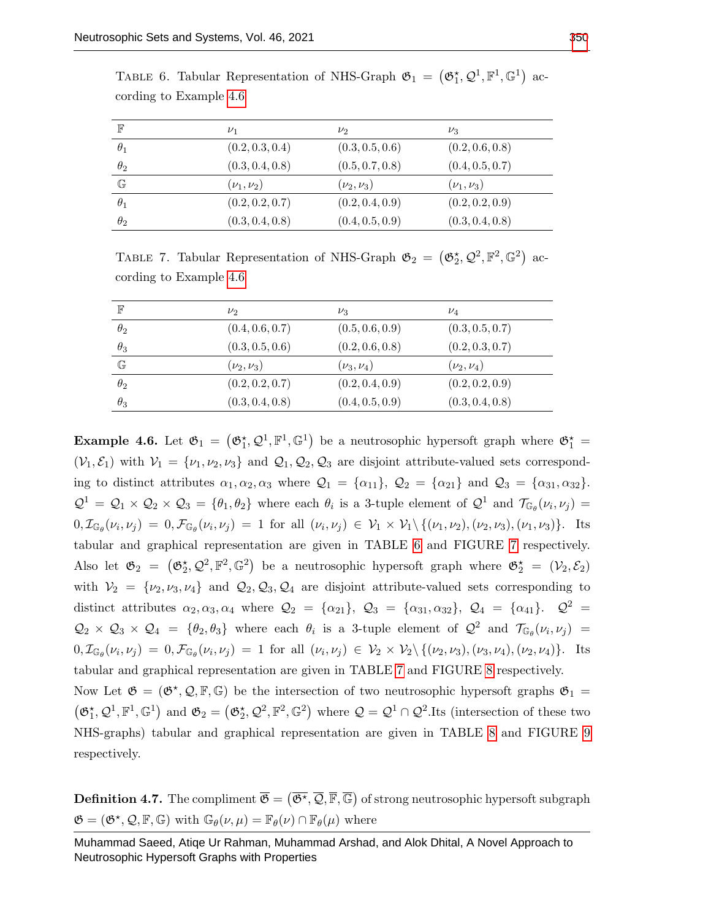TABLE 6. Tabular Representation of NHS-Graph $\mathfrak{G}_1 = (\mathfrak{G}_1^\star, \mathcal{Q}^1, \mathbb{F}^1, \mathbb{G}^1)$ according to Example 4.6

| $\mathbb{F}$ | $\nu_1$ | $\nu_2$ | $\nu_3$ |
|---|---|---|---|
| $\theta_1$ | $(0.2, 0.3, 0.4)$ | $(0.3, 0.5, 0.6)$ | $(0.2, 0.6, 0.8)$ |
| $\theta_2$ | $(0.3, 0.4, 0.8)$ | $(0.5, 0.7, 0.8)$ | $(0.4, 0.5, 0.7)$ |
| $\mathbb{G}$ | $(\nu_1, \nu_2)$ | $(\nu_2, \nu_3)$ | $(\nu_1, \nu_3)$ |
| $\theta_1$ | $(0.2, 0.2, 0.7)$ | $(0.2, 0.4, 0.9)$ | $(0.2, 0.2, 0.9)$ |
| $\theta_2$ | $(0.3, 0.4, 0.8)$ | $(0.4, 0.5, 0.9)$ | $(0.3, 0.4, 0.8)$ |

TABLE 7. Tabular Representation of NHS-Graph $\mathfrak{G}_2 = (\mathfrak{G}_2^\star, \mathcal{Q}^2, \mathbb{F}^2, \mathbb{G}^2)$ according to Example 4.6

| $\mathbb{F}$ | $\nu_2$ | $\nu_3$ | $\nu_4$ |
|---|---|---|---|
| $\theta_2$ | $(0.4, 0.6, 0.7)$ | $(0.5, 0.6, 0.9)$ | $(0.3, 0.5, 0.7)$ |
| $\theta_3$ | $(0.3, 0.5, 0.6)$ | $(0.2, 0.6, 0.8)$ | $(0.2, 0.3, 0.7)$ |
| $\mathbb{G}$ | $(\nu_2, \nu_3)$ | $(\nu_3, \nu_4)$ | $(\nu_2, \nu_4)$ |
| $\theta_2$ | $(0.2, 0.2, 0.7)$ | $(0.2, 0.4, 0.9)$ | $(0.2, 0.2, 0.9)$ |
| $\theta_3$ | $(0.3, 0.4, 0.8)$ | $(0.4, 0.5, 0.9)$ | $(0.3, 0.4, 0.8)$ |

**Example 4.6.** Let $\mathfrak{G}_1 = (\mathfrak{G}_1^\star, \mathcal{Q}^1, \mathbb{F}^1, \mathbb{G}^1)$ be a neutrosophic hypersoft graph where $\mathfrak{G}_1^\star = (\mathcal{V}_1, \mathcal{E}_1)$ with $\mathcal{V}_1 = \{\nu_1, \nu_2, \nu_3\}$ and $\mathcal{Q}_1, \mathcal{Q}_2, \mathcal{Q}_3$ are disjoint attribute-valued sets corresponding to distinct attributes $\alpha_1, \alpha_2, \alpha_3$ where $\mathcal{Q}_1 = \{\alpha_{11}\}$, $\mathcal{Q}_2 = \{\alpha_{21}\}$ and $\mathcal{Q}_3 = \{\alpha_{31}, \alpha_{32}\}$. $\mathcal{Q}^1 = \mathcal{Q}_1 \times \mathcal{Q}_2 \times \mathcal{Q}_3 = \{\theta_1, \theta_2\}$ where each $\theta_i$ is a 3-tuple element of $\mathcal{Q}^1$ and $\mathcal{T}_{\mathbb{G}_\theta}(\nu_i, \nu_j) = 0, \mathcal{I}_{\mathbb{G}_\theta}(\nu_i, \nu_j) = 0, \mathcal{F}_{\mathbb{G}_\theta}(\nu_i, \nu_j) = 1$ for all $(\nu_i, \nu_j) \in \mathcal{V}_1 \times \mathcal{V}_1 \backslash \{(\nu_1, \nu_2), (\nu_2, \nu_3), (\nu_1, \nu_3)\}$. Its tabular and graphical representation are given in TABLE 6 and FIGURE 7 respectively. Also let $\mathfrak{G}_2 = (\mathfrak{G}_2^\star, \mathcal{Q}^2, \mathbb{F}^2, \mathbb{G}^2)$ be a neutrosophic hypersoft graph where $\mathfrak{G}_2^\star = (\mathcal{V}_2, \mathcal{E}_2)$ with $\mathcal{V}_2 = \{\nu_2, \nu_3, \nu_4\}$ and $\mathcal{Q}_2, \mathcal{Q}_3, \mathcal{Q}_4$ are disjoint attribute-valued sets corresponding to distinct attributes $\alpha_2, \alpha_3, \alpha_4$ where $\mathcal{Q}_2 = \{\alpha_{21}\}$, $\mathcal{Q}_3 = \{\alpha_{31}, \alpha_{32}\}$, $\mathcal{Q}_4 = \{\alpha_{41}\}$. $\mathcal{Q}^2 = \mathcal{Q}_2 \times \mathcal{Q}_3 \times \mathcal{Q}_4 = \{\theta_2, \theta_3\}$ where each $\theta_i$ is a 3-tuple element of $\mathcal{Q}^2$ and $\mathcal{T}_{\mathbb{G}_\theta}(\nu_i, \nu_j) = 0, \mathcal{I}_{\mathbb{G}_\theta}(\nu_i, \nu_j) = 0, \mathcal{F}_{\mathbb{G}_\theta}(\nu_i, \nu_j) = 1$ for all $(\nu_i, \nu_j) \in \mathcal{V}_2 \times \mathcal{V}_2 \backslash \{(\nu_2, \nu_3), (\nu_3, \nu_4), (\nu_2, \nu_4)\}$. Its tabular and graphical representation are given in TABLE 7 and FIGURE 8 respectively.

Now Let $\mathfrak{G} = (\mathfrak{G}^\star, \mathcal{Q}, \mathbb{F}, \mathbb{G})$ be the intersection of two neutrosophic hypersoft graphs $\mathfrak{G}_1 = (\mathfrak{G}_1^\star, \mathcal{Q}^1, \mathbb{F}^1, \mathbb{G}^1)$ and $\mathfrak{G}_2 = (\mathfrak{G}_2^\star, \mathcal{Q}^2, \mathbb{F}^2, \mathbb{G}^2)$ where $\mathcal{Q} = \mathcal{Q}^1 \cap \mathcal{Q}^2$.Its (intersection of these two NHS-graphs) tabular and graphical representation are given in TABLE 8 and FIGURE 9 respectively.

**Definition 4.7.** The compliment $\overline{\mathfrak{G}} = (\overline{\mathfrak{G}^\star}, \overline{\mathcal{Q}}, \overline{\mathbb{F}}, \overline{\mathbb{G}})$ of strong neutrosophic hypersoft subgraph $\mathfrak{G} = (\mathfrak{G}^\star, \mathcal{Q}, \mathbb{F}, \mathbb{G})$ with $\mathbb{G}_\theta(\nu, \mu) = \mathbb{F}_\theta(\nu) \cap \mathbb{F}_\theta(\mu)$ where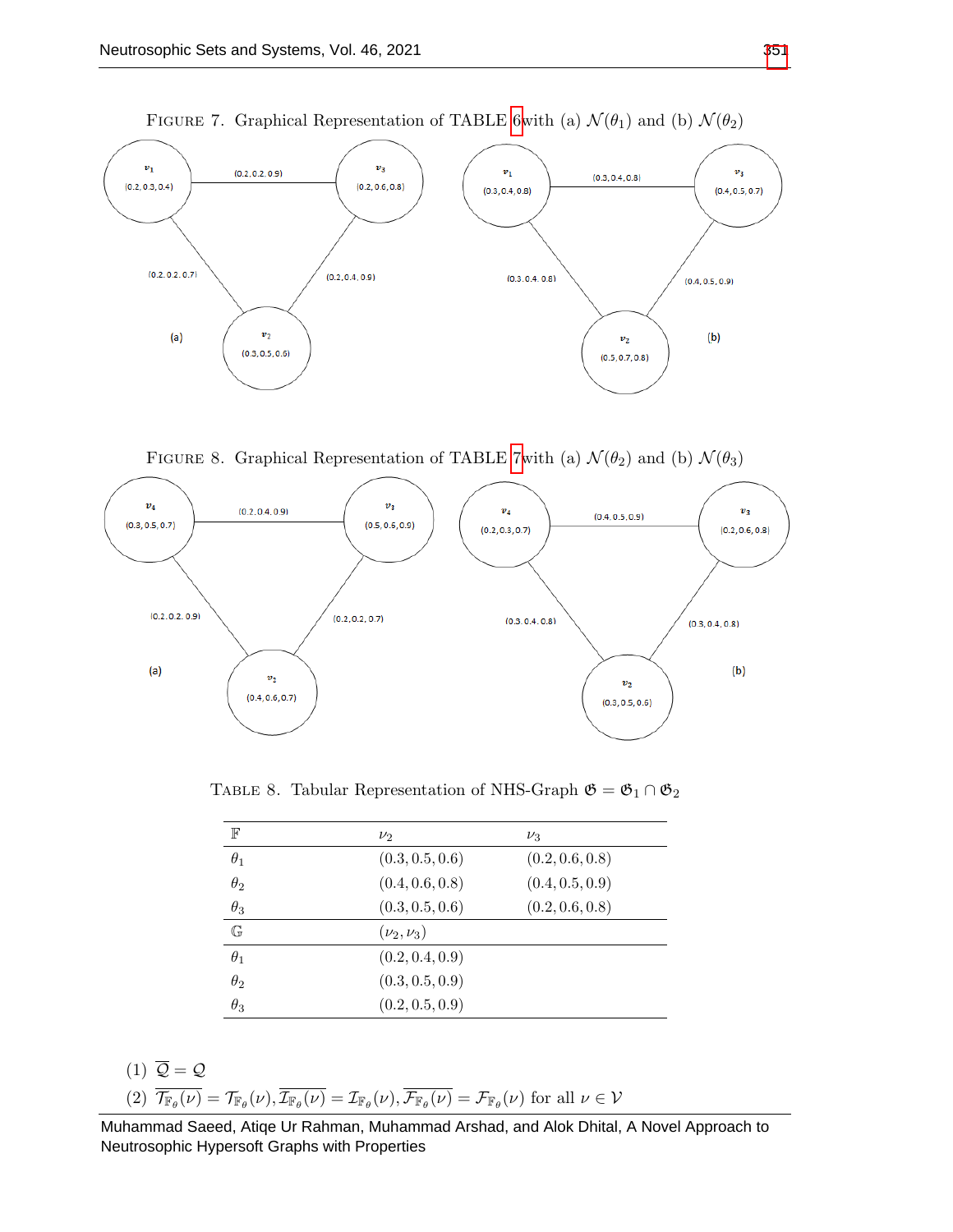FIGURE 7. Graphical Representation of TABLE 6 with (a) $\mathcal{N}(\theta_1)$ and (b) $\mathcal{N}(\theta_2)$

FIGURE 8. Graphical Representation of TABLE 7 with (a) $\mathcal{N}(\theta_2)$ and (b) $\mathcal{N}(\theta_3)$

TABLE 8. Tabular Representation of NHS-Graph $\mathfrak{G} = \mathfrak{G}_1 \cap \mathfrak{G}_2$

| $\mathbb{F}$ | $\nu_2$ | $\nu_3$ |
|---|---|---|
| $\theta_1$ | $(0.3, 0.5, 0.6)$ | $(0.2, 0.6, 0.8)$ |
| $\theta_2$ | $(0.4, 0.6, 0.8)$ | $(0.4, 0.5, 0.9)$ |
| $\theta_3$ | $(0.3, 0.5, 0.6)$ | $(0.2, 0.6, 0.8)$ |
| $\mathbb{G}$ | $(\nu_2, \nu_3)$ | |
| $\theta_1$ | $(0.2, 0.4, 0.9)$ | |
| $\theta_2$ | $(0.3, 0.5, 0.9)$ | |
| $\theta_3$ | $(0.2, 0.5, 0.9)$ | |

(1) $\overline{\mathcal{Q}} = \mathcal{Q}$

(2) $\overline{\mathcal{T}_{\mathbb{F}_\theta}(\nu)} = \mathcal{T}_{\mathbb{F}_\theta}(\nu), \overline{\mathcal{I}_{\mathbb{F}_\theta}(\nu)} = \mathcal{I}_{\mathbb{F}_\theta}(\nu), \overline{\mathcal{F}_{\mathbb{F}_\theta}(\nu)} = \mathcal{F}_{\mathbb{F}_\theta}(\nu)$ for all $\nu \in \mathcal{V}$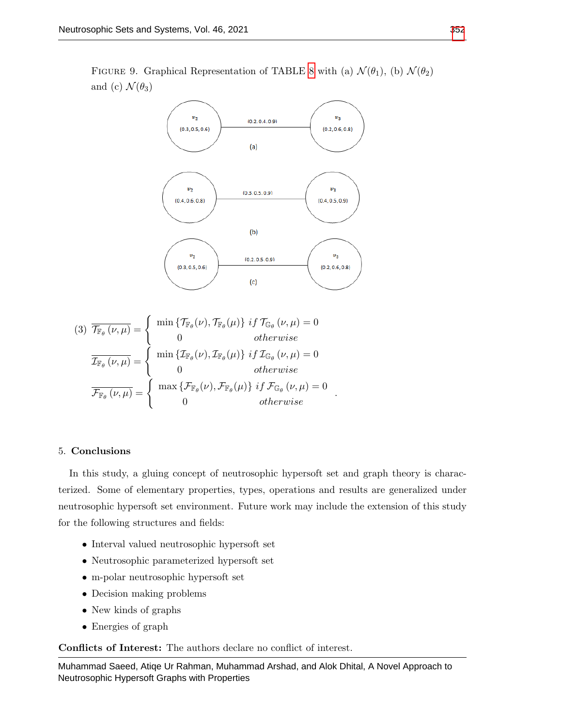FIGURE 9. Graphical Representation of TABLE 8 with (a) $\mathcal{N}(\theta_1)$, (b) $\mathcal{N}(\theta_2)$ and (c) $\mathcal{N}(\theta_3)$

(a) $v_2$ (0.3, 0.5, 0.6) — (0.2, 0.4, 0.9) — $v_3$ (0.2, 0.6, 0.8)

(b) $v_2$ (0.4, 0.6, 0.8) — (0.3, 0.5, 0.9) — $v_3$ (0.4, 0.5, 0.9)

(c) $v_2$ (0.3, 0.5, 0.6) — (0.2, 0.5, 0.9) — $v_3$ (0.2, 0.6, 0.8)

(3)
$$\overline{\mathcal{T}_{\mathbb{F}_\theta}}(\nu,\mu) = \begin{cases} \min\{\mathcal{T}_{\mathbb{F}_\theta}(\nu), \mathcal{T}_{\mathbb{F}_\theta}(\mu)\} & if\ \mathcal{T}_{\mathbb{G}_\theta}(\nu,\mu) = 0 \\ 0 & otherwise \end{cases}$$

$$\overline{\mathcal{I}_{\mathbb{F}_\theta}}(\nu,\mu) = \begin{cases} \min\{\mathcal{I}_{\mathbb{F}_\theta}(\nu), \mathcal{I}_{\mathbb{F}_\theta}(\mu)\} & if\ \mathcal{I}_{\mathbb{G}_\theta}(\nu,\mu) = 0 \\ 0 & otherwise \end{cases}$$

$$\overline{\mathcal{F}_{\mathbb{F}_\theta}}(\nu,\mu) = \begin{cases} \max\{\mathcal{F}_{\mathbb{F}_\theta}(\nu), \mathcal{F}_{\mathbb{F}_\theta}(\mu)\} & if\ \mathcal{F}_{\mathbb{G}_\theta}(\nu,\mu) = 0 \\ 0 & otherwise \end{cases}.$$

## 5. Conclusions

In this study, a gluing concept of neutrosophic hypersoft set and graph theory is characterized. Some of elementary properties, types, operations and results are generalized under neutrosophic hypersoft set environment. Future work may include the extension of this study for the following structures and fields:

- Interval valued neutrosophic hypersoft set
- Neutrosophic parameterized hypersoft set
- m-polar neutrosophic hypersoft set
- Decision making problems
- New kinds of graphs
- Energies of graph

**Conflicts of Interest:** The authors declare no conflict of interest.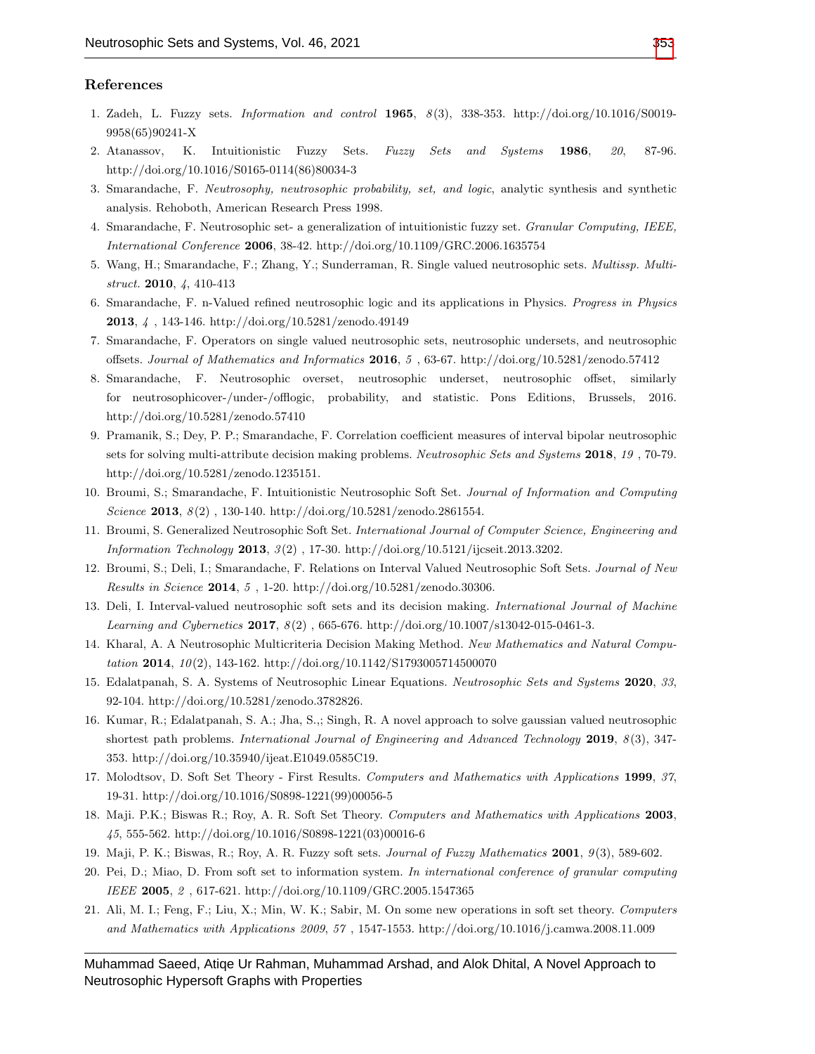## References

1. Zadeh, L. Fuzzy sets. *Information and control* **1965**, *8*(3), 338-353. http://doi.org/10.1016/S0019-9958(65)90241-X
2. Atanassov, K. Intuitionistic Fuzzy Sets. *Fuzzy Sets and Systems* **1986**, *20*, 87-96. http://doi.org/10.1016/S0165-0114(86)80034-3
3. Smarandache, F. *Neutrosophy, neutrosophic probability, set, and logic*, analytic synthesis and synthetic analysis. Rehoboth, American Research Press 1998.
4. Smarandache, F. Neutrosophic set- a generalization of intuitionistic fuzzy set. *Granular Computing, IEEE, International Conference* **2006**, 38-42. http://doi.org/10.1109/GRC.2006.1635754
5. Wang, H.; Smarandache, F.; Zhang, Y.; Sunderraman, R. Single valued neutrosophic sets. *Multissp. Multistruct.* **2010**, *4*, 410-413
6. Smarandache, F. n-Valued refined neutrosophic logic and its applications in Physics. *Progress in Physics* **2013**, *4* , 143-146. http://doi.org/10.5281/zenodo.49149
7. Smarandache, F. Operators on single valued neutrosophic sets, neutrosophic undersets, and neutrosophic offsets. *Journal of Mathematics and Informatics* **2016**, *5* , 63-67. http://doi.org/10.5281/zenodo.57412
8. Smarandache, F. Neutrosophic overset, neutrosophic underset, neutrosophic offset, similarly for neutrosophicover-/under-/offlogic, probability, and statistic. Pons Editions, Brussels, 2016. http://doi.org/10.5281/zenodo.57410
9. Pramanik, S.; Dey, P. P.; Smarandache, F. Correlation coefficient measures of interval bipolar neutrosophic sets for solving multi-attribute decision making problems. *Neutrosophic Sets and Systems* **2018**, *19* , 70-79. http://doi.org/10.5281/zenodo.1235151.
10. Broumi, S.; Smarandache, F. Intuitionistic Neutrosophic Soft Set. *Journal of Information and Computing Science* **2013**, *8*(2) , 130-140. http://doi.org/10.5281/zenodo.2861554.
11. Broumi, S. Generalized Neutrosophic Soft Set. *International Journal of Computer Science, Engineering and Information Technology* **2013**, *3*(2) , 17-30. http://doi.org/10.5121/ijcseit.2013.3202.
12. Broumi, S.; Deli, I.; Smarandache, F. Relations on Interval Valued Neutrosophic Soft Sets. *Journal of New Results in Science* **2014**, *5* , 1-20. http://doi.org/10.5281/zenodo.30306.
13. Deli, I. Interval-valued neutrosophic soft sets and its decision making. *International Journal of Machine Learning and Cybernetics* **2017**, *8*(2) , 665-676. http://doi.org/10.1007/s13042-015-0461-3.
14. Kharal, A. A Neutrosophic Multicriteria Decision Making Method. *New Mathematics and Natural Computation* **2014**, *10*(2), 143-162. http://doi.org/10.1142/S1793005714500070
15. Edalatpanah, S. A. Systems of Neutrosophic Linear Equations. *Neutrosophic Sets and Systems* **2020**, *33*, 92-104. http://doi.org/10.5281/zenodo.3782826.
16. Kumar, R.; Edalatpanah, S. A.; Jha, S.,; Singh, R. A novel approach to solve gaussian valued neutrosophic shortest path problems. *International Journal of Engineering and Advanced Technology* **2019**, *8*(3), 347-353. http://doi.org/10.35940/ijeat.E1049.0585C19.
17. Molodtsov, D. Soft Set Theory - First Results. *Computers and Mathematics with Applications* **1999**, *37*, 19-31. http://doi.org/10.1016/S0898-1221(99)00056-5
18. Maji. P.K.; Biswas R.; Roy, A. R. Soft Set Theory. *Computers and Mathematics with Applications* **2003**, *45*, 555-562. http://doi.org/10.1016/S0898-1221(03)00016-6
19. Maji, P. K.; Biswas, R.; Roy, A. R. Fuzzy soft sets. *Journal of Fuzzy Mathematics* **2001**, *9*(3), 589-602.
20. Pei, D.; Miao, D. From soft set to information system. *In international conference of granular computing IEEE* **2005**, *2* , 617-621. http://doi.org/10.1109/GRC.2005.1547365
21. Ali, M. I.; Feng, F.; Liu, X.; Min, W. K.; Sabir, M. On some new operations in soft set theory. *Computers and Mathematics with Applications 2009*, *57* , 1547-1553. http://doi.org/10.1016/j.camwa.2008.11.009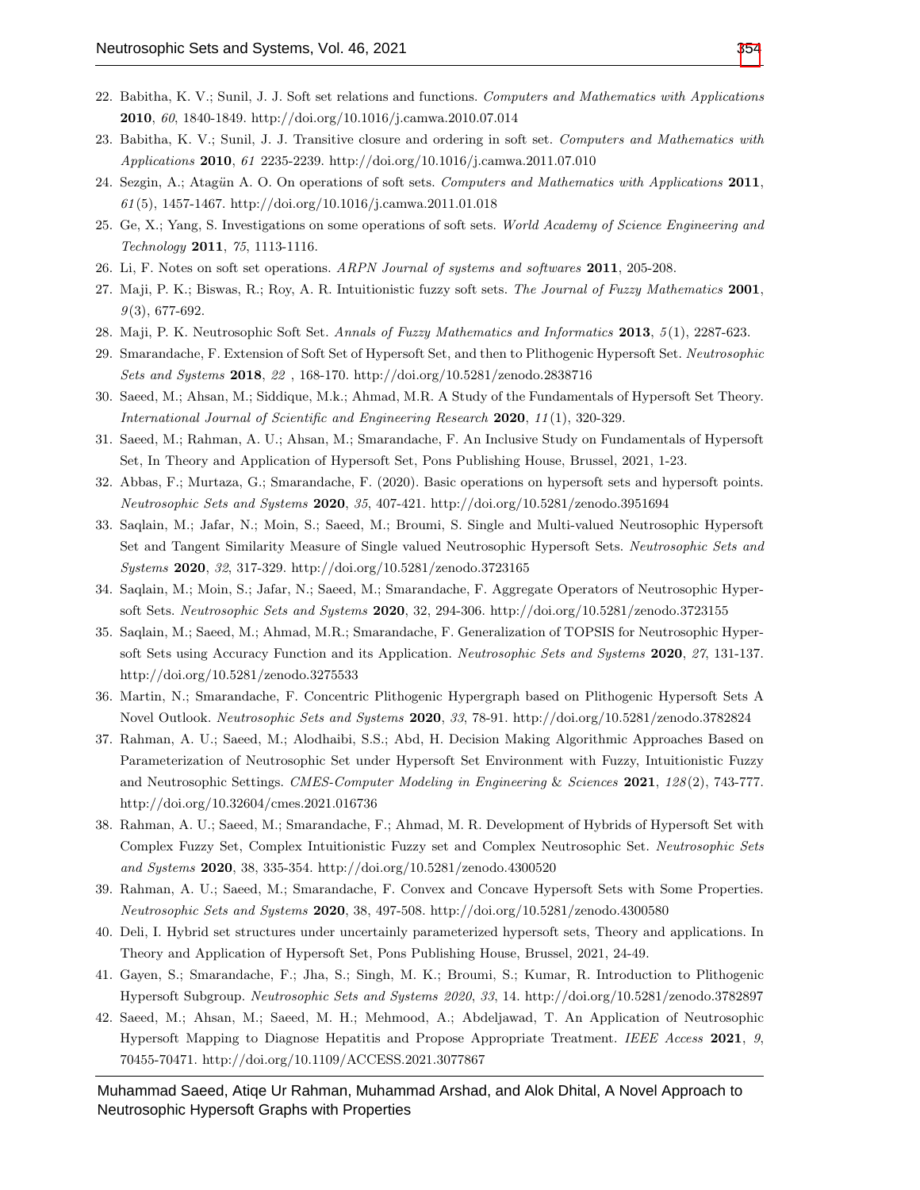22. Babitha, K. V.; Sunil, J. J. Soft set relations and functions. *Computers and Mathematics with Applications* **2010**, *60*, 1840-1849. http://doi.org/10.1016/j.camwa.2010.07.014
23. Babitha, K. V.; Sunil, J. J. Transitive closure and ordering in soft set. *Computers and Mathematics with Applications* **2010**, *61* 2235-2239. http://doi.org/10.1016/j.camwa.2011.07.010
24. Sezgin, A.; Atagün A. O. On operations of soft sets. *Computers and Mathematics with Applications* **2011**, *61*(5), 1457-1467. http://doi.org/10.1016/j.camwa.2011.01.018
25. Ge, X.; Yang, S. Investigations on some operations of soft sets. *World Academy of Science Engineering and Technology* **2011**, *75*, 1113-1116.
26. Li, F. Notes on soft set operations. *ARPN Journal of systems and softwares* **2011**, 205-208.
27. Maji, P. K.; Biswas, R.; Roy, A. R. Intuitionistic fuzzy soft sets. *The Journal of Fuzzy Mathematics* **2001**, *9*(3), 677-692.
28. Maji, P. K. Neutrosophic Soft Set. *Annals of Fuzzy Mathematics and Informatics* **2013**, *5*(1), 2287-623.
29. Smarandache, F. Extension of Soft Set of Hypersoft Set, and then to Plithogenic Hypersoft Set. *Neutrosophic Sets and Systems* **2018**, *22* , 168-170. http://doi.org/10.5281/zenodo.2838716
30. Saeed, M.; Ahsan, M.; Siddique, M.k.; Ahmad, M.R. A Study of the Fundamentals of Hypersoft Set Theory. *International Journal of Scientific and Engineering Research* **2020**, *11*(1), 320-329.
31. Saeed, M.; Rahman, A. U.; Ahsan, M.; Smarandache, F. An Inclusive Study on Fundamentals of Hypersoft Set, In Theory and Application of Hypersoft Set, Pons Publishing House, Brussel, 2021, 1-23.
32. Abbas, F.; Murtaza, G.; Smarandache, F. (2020). Basic operations on hypersoft sets and hypersoft points. *Neutrosophic Sets and Systems* **2020**, *35*, 407-421. http://doi.org/10.5281/zenodo.3951694
33. Saqlain, M.; Jafar, N.; Moin, S.; Saeed, M.; Broumi, S. Single and Multi-valued Neutrosophic Hypersoft Set and Tangent Similarity Measure of Single valued Neutrosophic Hypersoft Sets. *Neutrosophic Sets and Systems* **2020**, *32*, 317-329. http://doi.org/10.5281/zenodo.3723165
34. Saqlain, M.; Moin, S.; Jafar, N.; Saeed, M.; Smarandache, F. Aggregate Operators of Neutrosophic Hypersoft Sets. *Neutrosophic Sets and Systems* **2020**, 32, 294-306. http://doi.org/10.5281/zenodo.3723155
35. Saqlain, M.; Saeed, M.; Ahmad, M.R.; Smarandache, F. Generalization of TOPSIS for Neutrosophic Hypersoft Sets using Accuracy Function and its Application. *Neutrosophic Sets and Systems* **2020**, *27*, 131-137. http://doi.org/10.5281/zenodo.3275533
36. Martin, N.; Smarandache, F. Concentric Plithogenic Hypergraph based on Plithogenic Hypersoft Sets A Novel Outlook. *Neutrosophic Sets and Systems* **2020**, *33*, 78-91. http://doi.org/10.5281/zenodo.3782824
37. Rahman, A. U.; Saeed, M.; Alodhaibi, S.S.; Abd, H. Decision Making Algorithmic Approaches Based on Parameterization of Neutrosophic Set under Hypersoft Set Environment with Fuzzy, Intuitionistic Fuzzy and Neutrosophic Settings. *CMES-Computer Modeling in Engineering & Sciences* **2021**, *128*(2), 743-777. http://doi.org/10.32604/cmes.2021.016736
38. Rahman, A. U.; Saeed, M.; Smarandache, F.; Ahmad, M. R. Development of Hybrids of Hypersoft Set with Complex Fuzzy Set, Complex Intuitionistic Fuzzy set and Complex Neutrosophic Set. *Neutrosophic Sets and Systems* **2020**, 38, 335-354. http://doi.org/10.5281/zenodo.4300520
39. Rahman, A. U.; Saeed, M.; Smarandache, F. Convex and Concave Hypersoft Sets with Some Properties. *Neutrosophic Sets and Systems* **2020**, 38, 497-508. http://doi.org/10.5281/zenodo.4300580
40. Deli, I. Hybrid set structures under uncertainly parameterized hypersoft sets, Theory and applications. In Theory and Application of Hypersoft Set, Pons Publishing House, Brussel, 2021, 24-49.
41. Gayen, S.; Smarandache, F.; Jha, S.; Singh, M. K.; Broumi, S.; Kumar, R. Introduction to Plithogenic Hypersoft Subgroup. *Neutrosophic Sets and Systems 2020*, *33*, 14. http://doi.org/10.5281/zenodo.3782897
42. Saeed, M.; Ahsan, M.; Saeed, M. H.; Mehmood, A.; Abdeljawad, T. An Application of Neutrosophic Hypersoft Mapping to Diagnose Hepatitis and Propose Appropriate Treatment. *IEEE Access* **2021**, *9*, 70455-70471. http://doi.org/10.1109/ACCESS.2021.3077867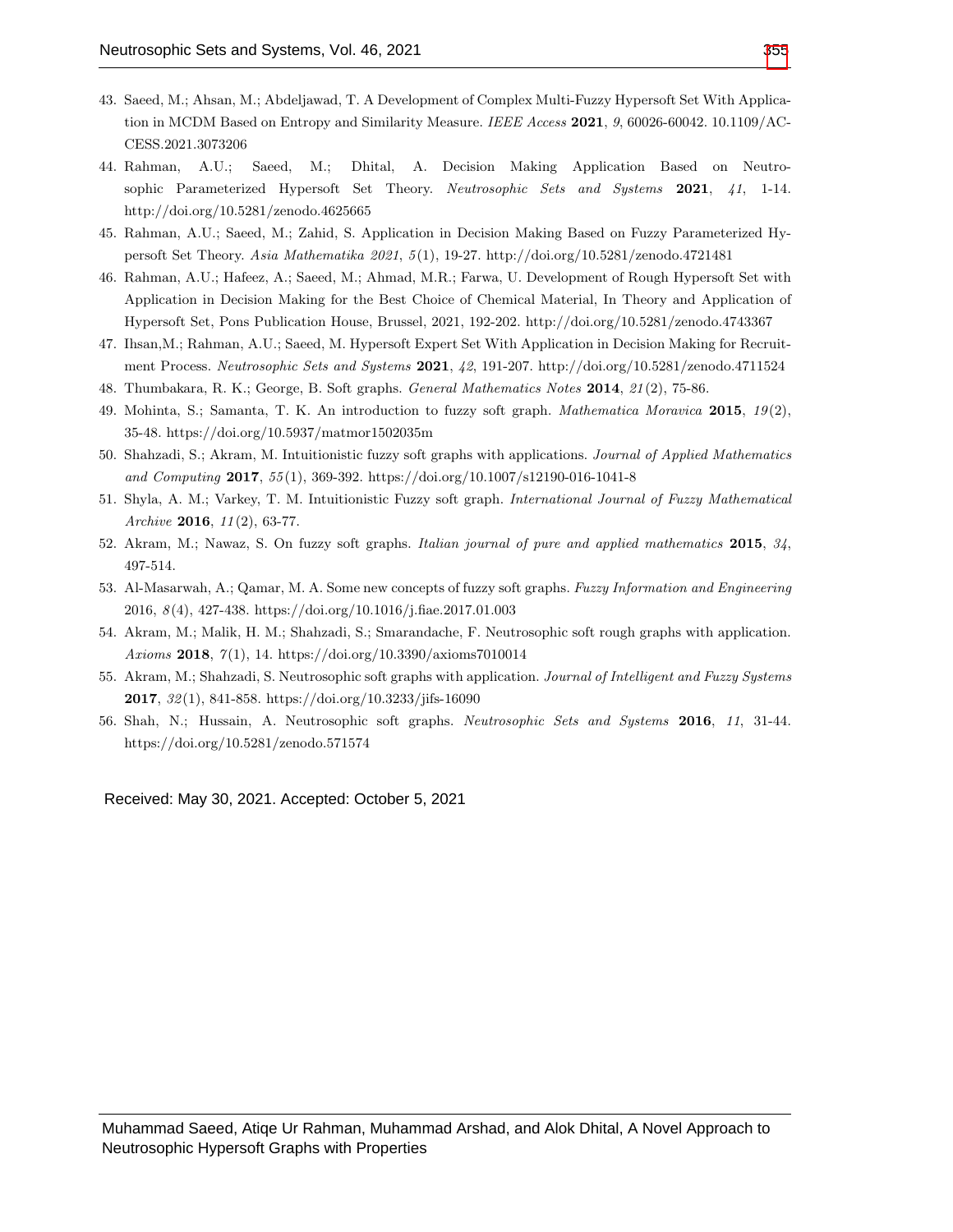43. Saeed, M.; Ahsan, M.; Abdeljawad, T. A Development of Complex Multi-Fuzzy Hypersoft Set With Application in MCDM Based on Entropy and Similarity Measure. *IEEE Access* **2021**, *9*, 60026-60042. 10.1109/ACCESS.2021.3073206
44. Rahman, A.U.; Saeed, M.; Dhital, A. Decision Making Application Based on Neutrosophic Parameterized Hypersoft Set Theory. *Neutrosophic Sets and Systems* **2021**, *41*, 1-14. http://doi.org/10.5281/zenodo.4625665
45. Rahman, A.U.; Saeed, M.; Zahid, S. Application in Decision Making Based on Fuzzy Parameterized Hypersoft Set Theory. *Asia Mathematika 2021*, *5*(1), 19-27. http://doi.org/10.5281/zenodo.4721481
46. Rahman, A.U.; Hafeez, A.; Saeed, M.; Ahmad, M.R.; Farwa, U. Development of Rough Hypersoft Set with Application in Decision Making for the Best Choice of Chemical Material, In Theory and Application of Hypersoft Set, Pons Publication House, Brussel, 2021, 192-202. http://doi.org/10.5281/zenodo.4743367
47. Ihsan,M.; Rahman, A.U.; Saeed, M. Hypersoft Expert Set With Application in Decision Making for Recruitment Process. *Neutrosophic Sets and Systems* **2021**, *42*, 191-207. http://doi.org/10.5281/zenodo.4711524
48. Thumbakara, R. K.; George, B. Soft graphs. *General Mathematics Notes* **2014**, *21*(2), 75-86.
49. Mohinta, S.; Samanta, T. K. An introduction to fuzzy soft graph. *Mathematica Moravica* **2015**, *19*(2), 35-48. https://doi.org/10.5937/matmor1502035m
50. Shahzadi, S.; Akram, M. Intuitionistic fuzzy soft graphs with applications. *Journal of Applied Mathematics and Computing* **2017**, *55*(1), 369-392. https://doi.org/10.1007/s12190-016-1041-8
51. Shyla, A. M.; Varkey, T. M. Intuitionistic Fuzzy soft graph. *International Journal of Fuzzy Mathematical Archive* **2016**, *11*(2), 63-77.
52. Akram, M.; Nawaz, S. On fuzzy soft graphs. *Italian journal of pure and applied mathematics* **2015**, *34*, 497-514.
53. Al-Masarwah, A.; Qamar, M. A. Some new concepts of fuzzy soft graphs. *Fuzzy Information and Engineering* 2016, *8*(4), 427-438. https://doi.org/10.1016/j.fiae.2017.01.003
54. Akram, M.; Malik, H. M.; Shahzadi, S.; Smarandache, F. Neutrosophic soft rough graphs with application. *Axioms* **2018**, *7*(1), 14. https://doi.org/10.3390/axioms7010014
55. Akram, M.; Shahzadi, S. Neutrosophic soft graphs with application. *Journal of Intelligent and Fuzzy Systems* **2017**, *32*(1), 841-858. https://doi.org/10.3233/jifs-16090
56. Shah, N.; Hussain, A. Neutrosophic soft graphs. *Neutrosophic Sets and Systems* **2016**, *11*, 31-44. https://doi.org/10.5281/zenodo.571574

Received: May 30, 2021. Accepted: October 5, 2021